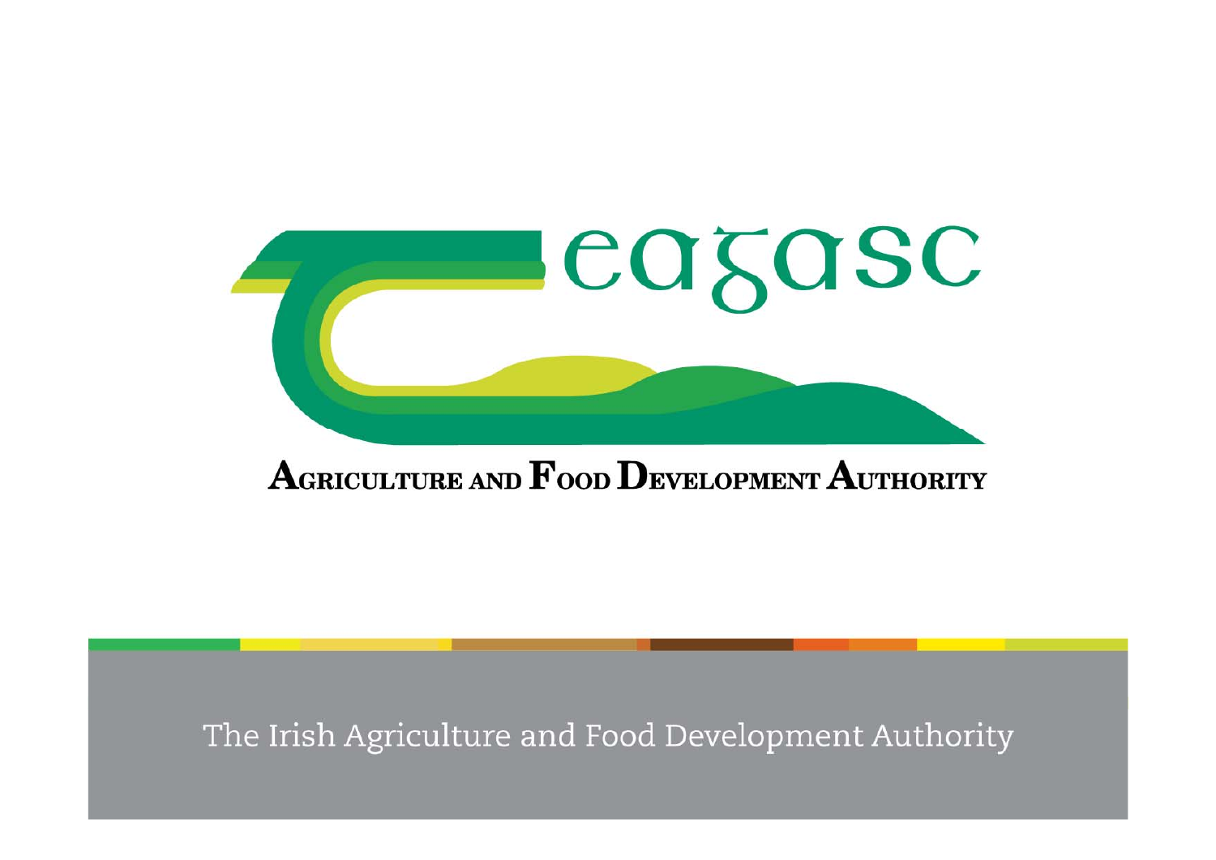# Teagasc

**AGRICULTURE AND FOOD DEVELOPMENT AUTHORITY**

The Irish Agriculture and Food Development Authority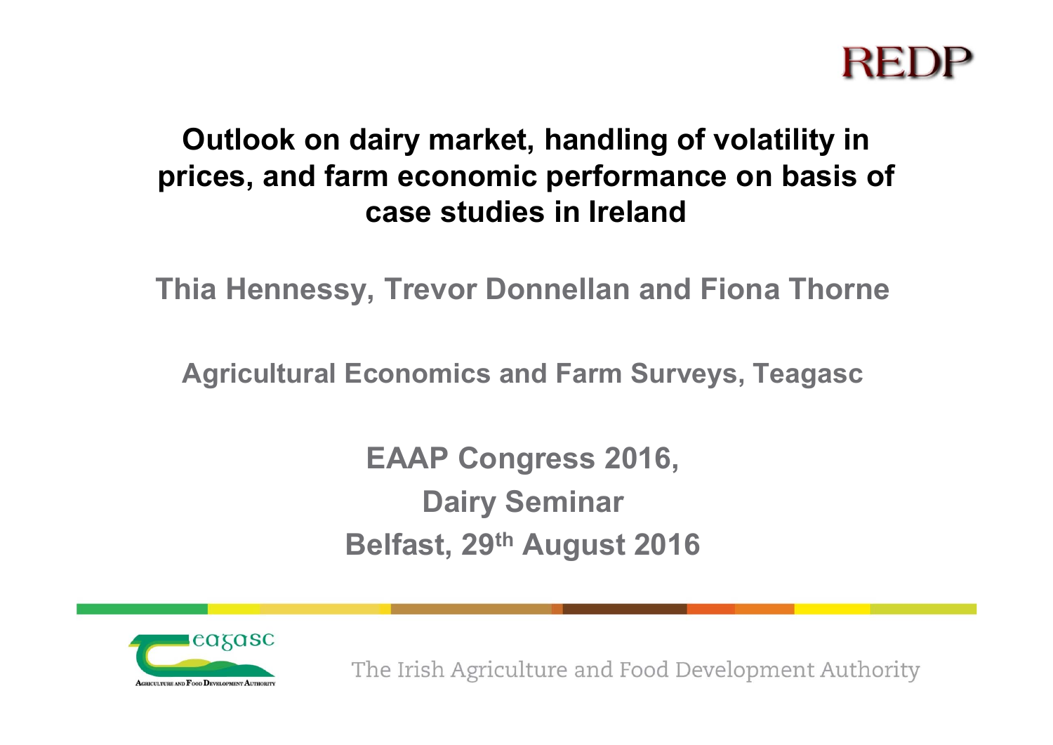REDP

# Outlook on dairy market, handling of volatility in prices, and farm economic performance on basis of case studies in Ireland

**Thia Hennessy, Trevor Donnellan and Fiona Thorne**

**Agricultural Economics and Farm Surveys, Teagasc**

**EAAP Congress 2016,**
**Dairy Seminar**
**Belfast, 29th August 2016**

Teagasc
Agriculture and Food Development Authority

The Irish Agriculture and Food Development Authority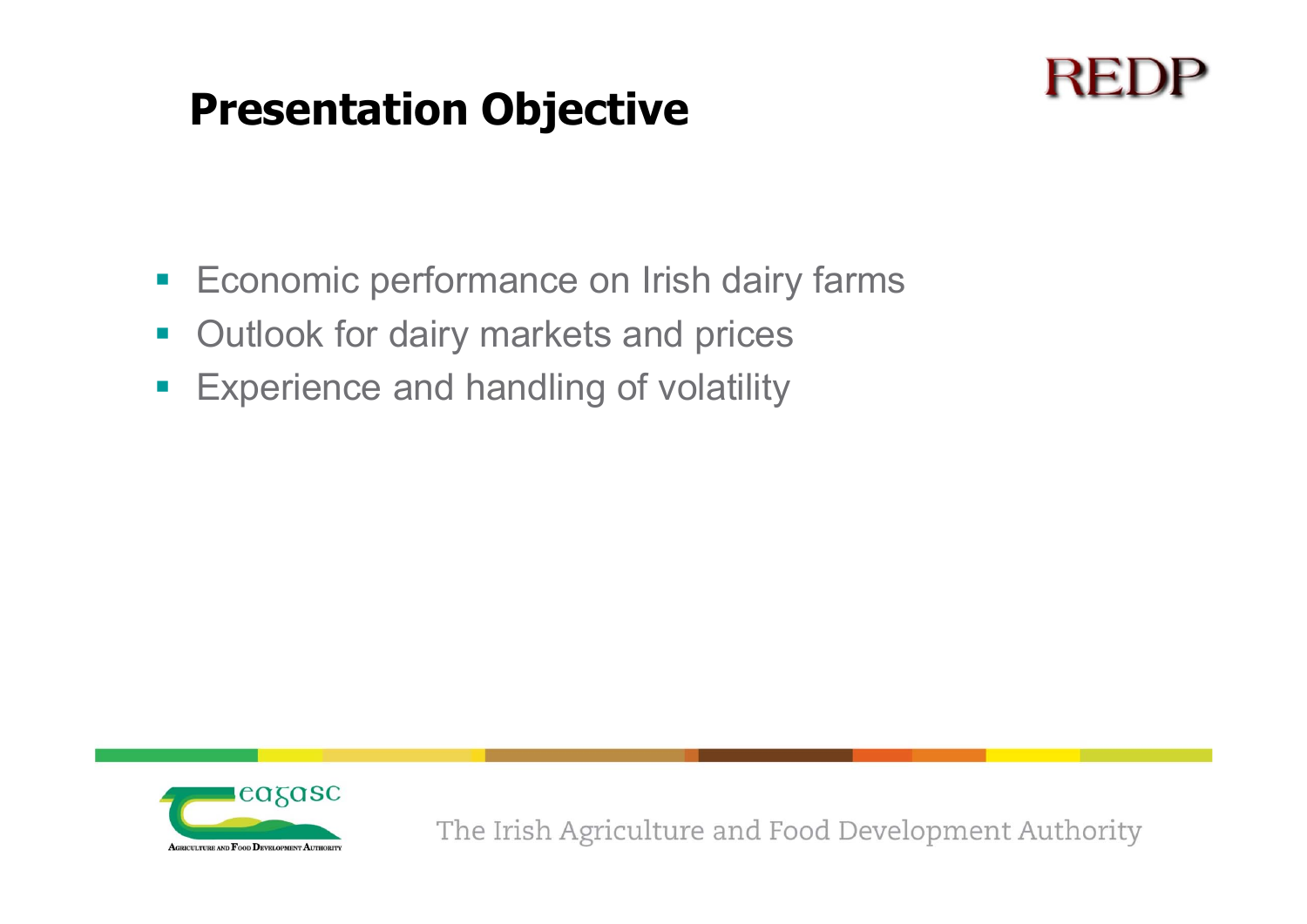# Presentation Objective

- Economic performance on Irish dairy farms
- Outlook for dairy markets and prices
- Experience and handling of volatility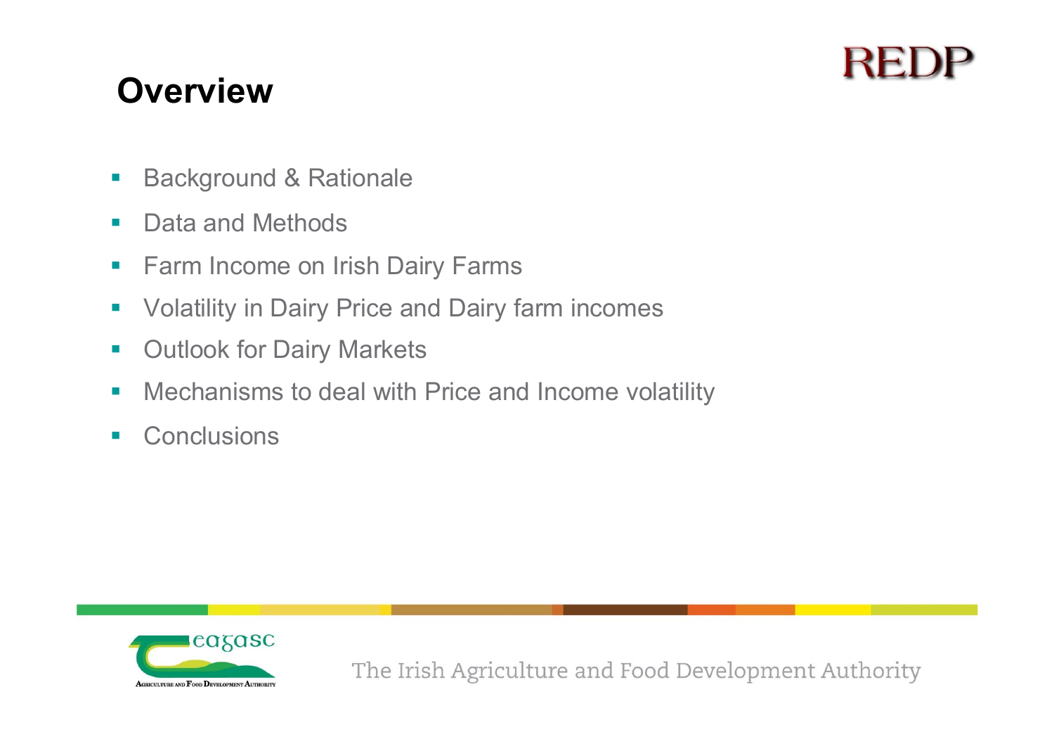# Overview

- Background & Rationale
- Data and Methods
- Farm Income on Irish Dairy Farms
- Volatility in Dairy Price and Dairy farm incomes
- Outlook for Dairy Markets
- Mechanisms to deal with Price and Income volatility
- Conclusions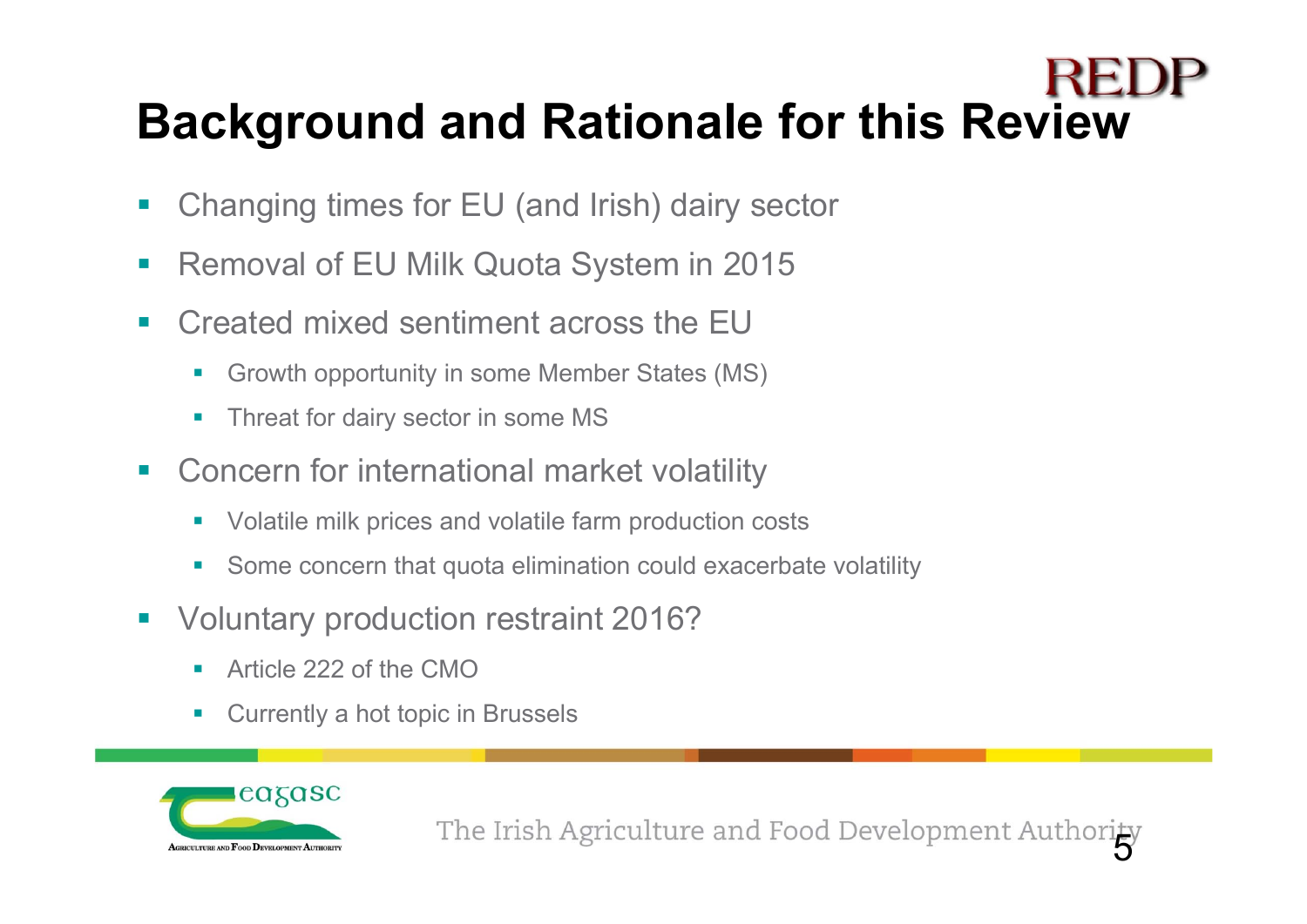# Background and Rationale for this Review

- Changing times for EU (and Irish) dairy sector
- Removal of EU Milk Quota System in 2015
- Created mixed sentiment across the EU
  - Growth opportunity in some Member States (MS)
  - Threat for dairy sector in some MS
- Concern for international market volatility
  - Volatile milk prices and volatile farm production costs
  - Some concern that quota elimination could exacerbate volatility
- Voluntary production restraint 2016?
  - Article 222 of the CMO
  - Currently a hot topic in Brussels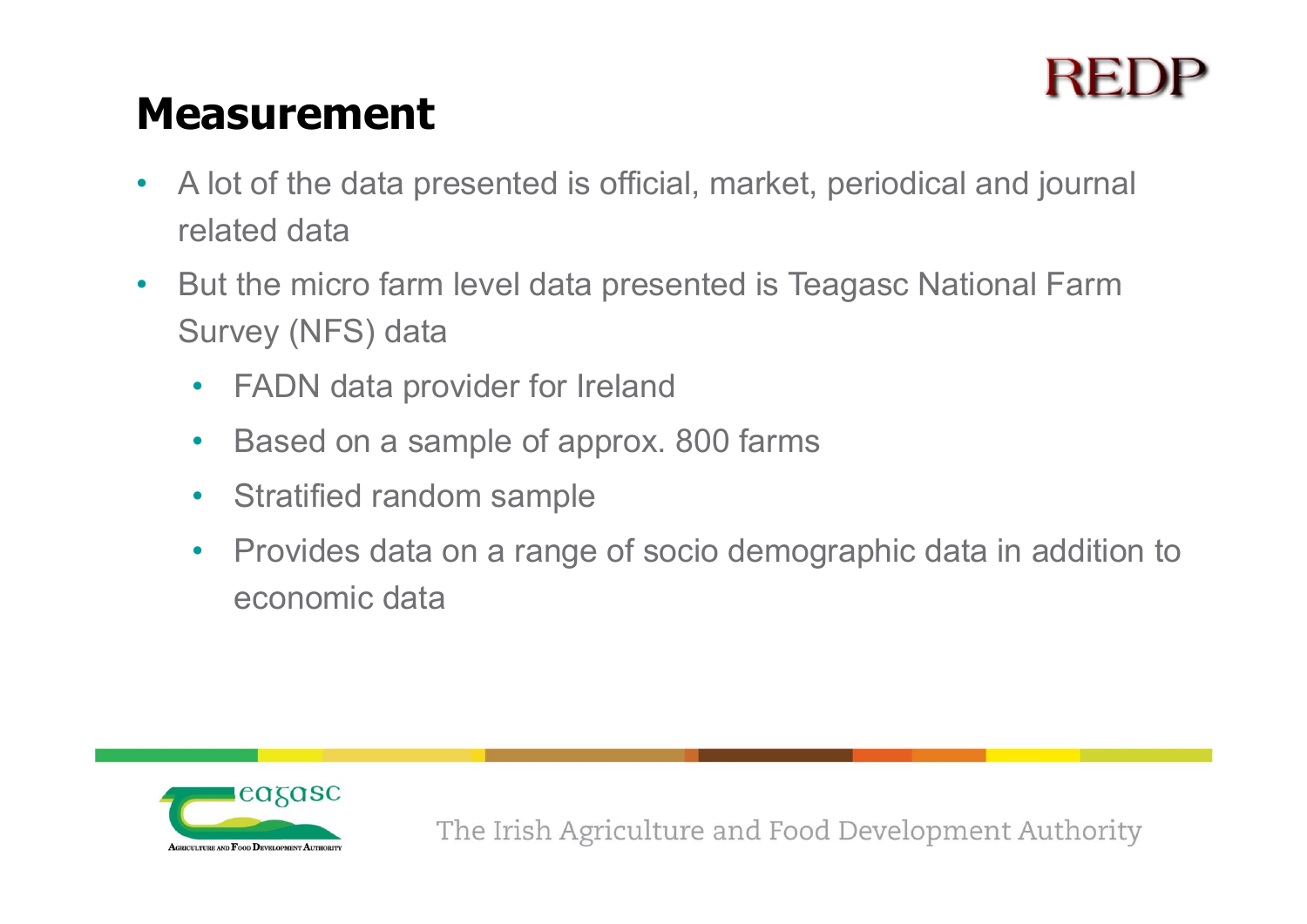# Measurement

- A lot of the data presented is official, market, periodical and journal related data
- But the micro farm level data presented is Teagasc National Farm Survey (NFS) data
  - FADN data provider for Ireland
  - Based on a sample of approx. 800 farms
  - Stratified random sample
  - Provides data on a range of socio demographic data in addition to economic data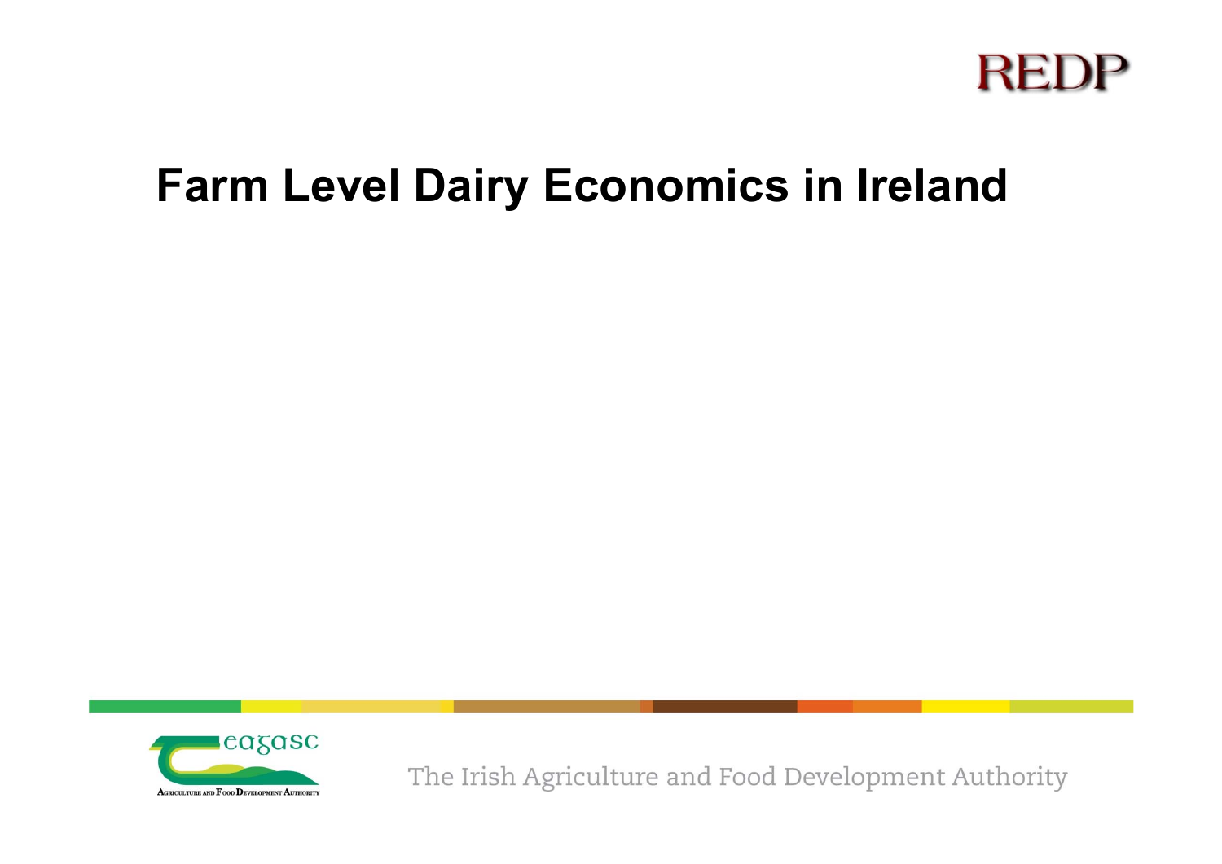# Farm Level Dairy Economics in Ireland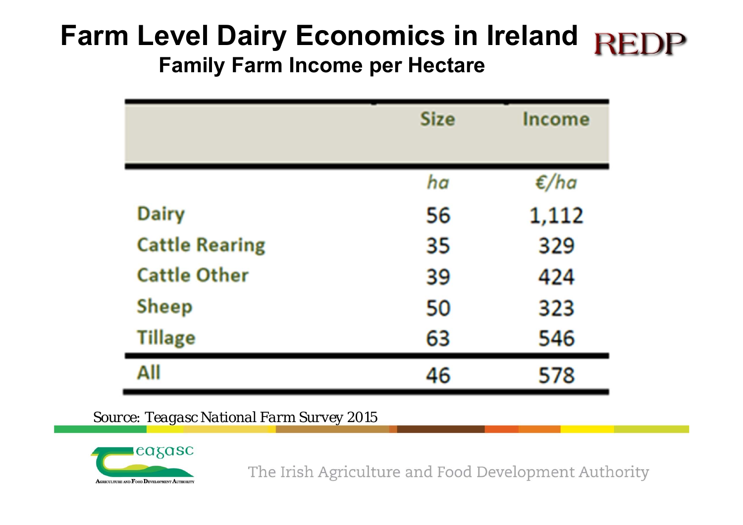# Farm Level Dairy Economics in Ireland

## Family Farm Income per Hectare

| | Size | Income |
|---|---|---|
| | *ha* | *€/ha* |
| Dairy | 56 | 1,112 |
| Cattle Rearing | 35 | 329 |
| Cattle Other | 39 | 424 |
| Sheep | 50 | 323 |
| Tillage | 63 | 546 |
| All | 46 | 578 |

*Source: Teagasc National Farm Survey 2015*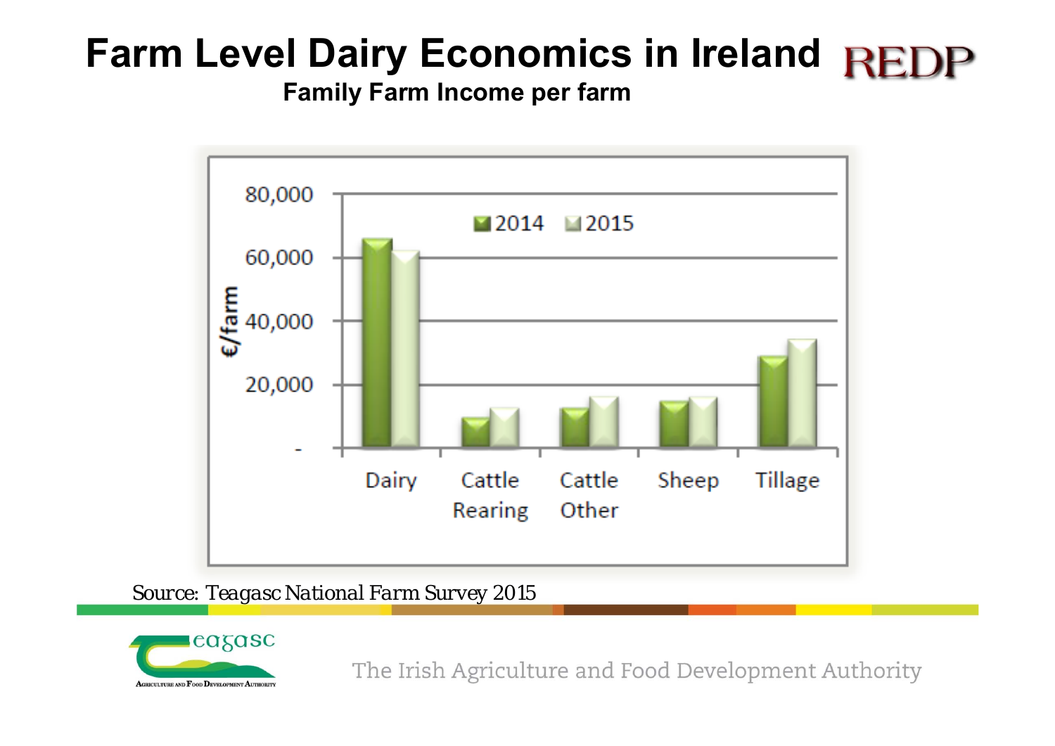# Farm Level Dairy Economics in Ireland

## Family Farm Income per farm

Source: Teagasc National Farm Survey 2015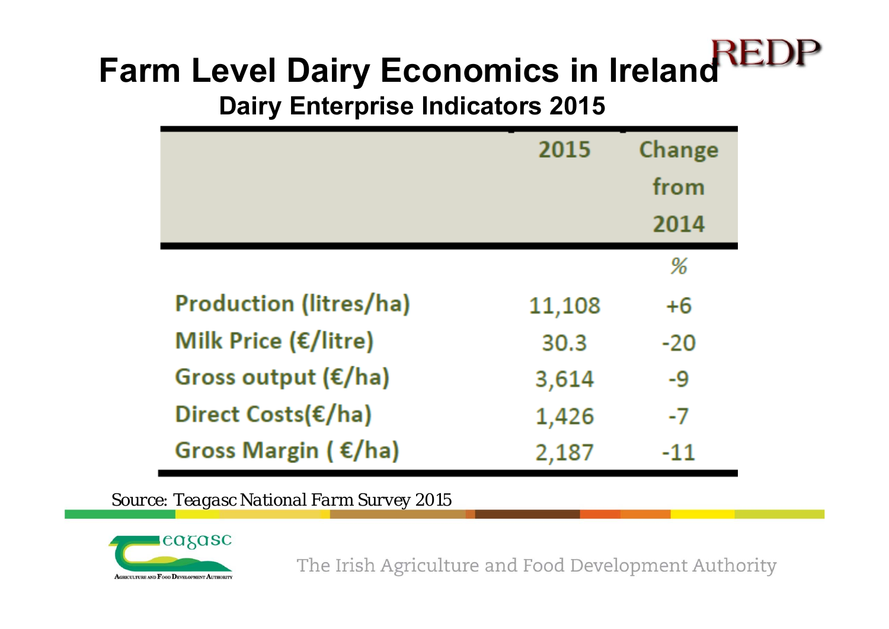# Farm Level Dairy Economics in Ireland

## Dairy Enterprise Indicators 2015

| | 2015 | Change from 2014 |
|---|---|---|
| | | % |
| Production (litres/ha) | 11,108 | +6 |
| Milk Price (€/litre) | 30.3 | -20 |
| Gross output (€/ha) | 3,614 | -9 |
| Direct Costs(€/ha) | 1,426 | -7 |
| Gross Margin ( €/ha) | 2,187 | -11 |

*Source: Teagasc National Farm Survey 2015*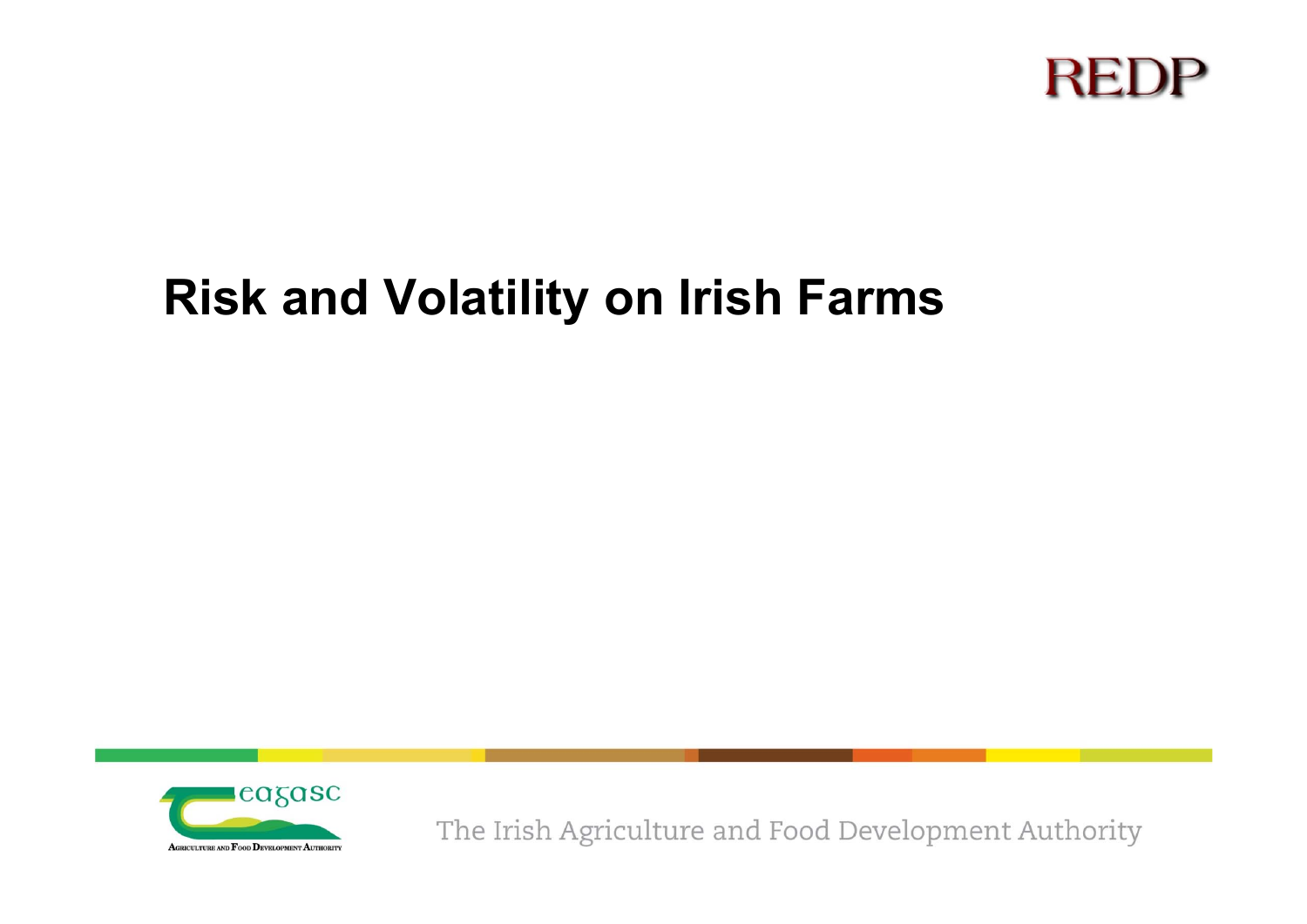# Risk and Volatility on Irish Farms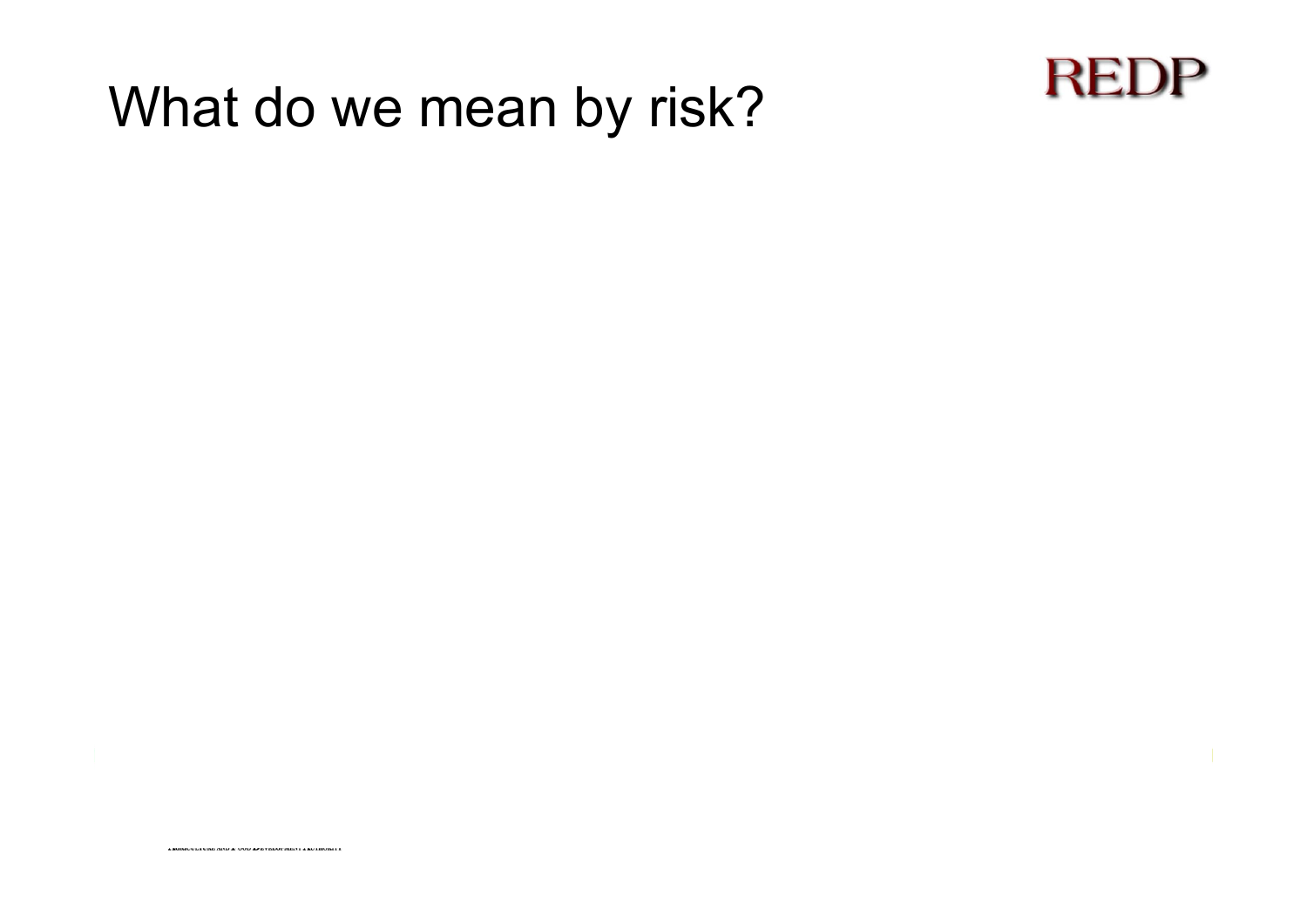# What do we mean by risk?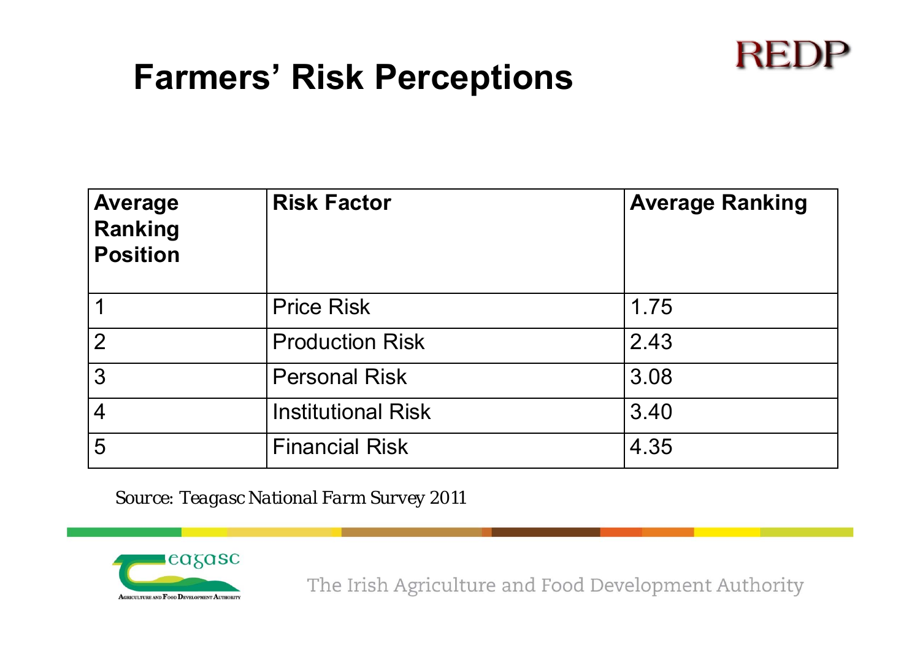# Farmers' Risk Perceptions

| Average Ranking Position | Risk Factor | Average Ranking |
|---|---|---|
| 1 | Price Risk | 1.75 |
| 2 | Production Risk | 2.43 |
| 3 | Personal Risk | 3.08 |
| 4 | Institutional Risk | 3.40 |
| 5 | Financial Risk | 4.35 |

*Source: Teagasc National Farm Survey 2011*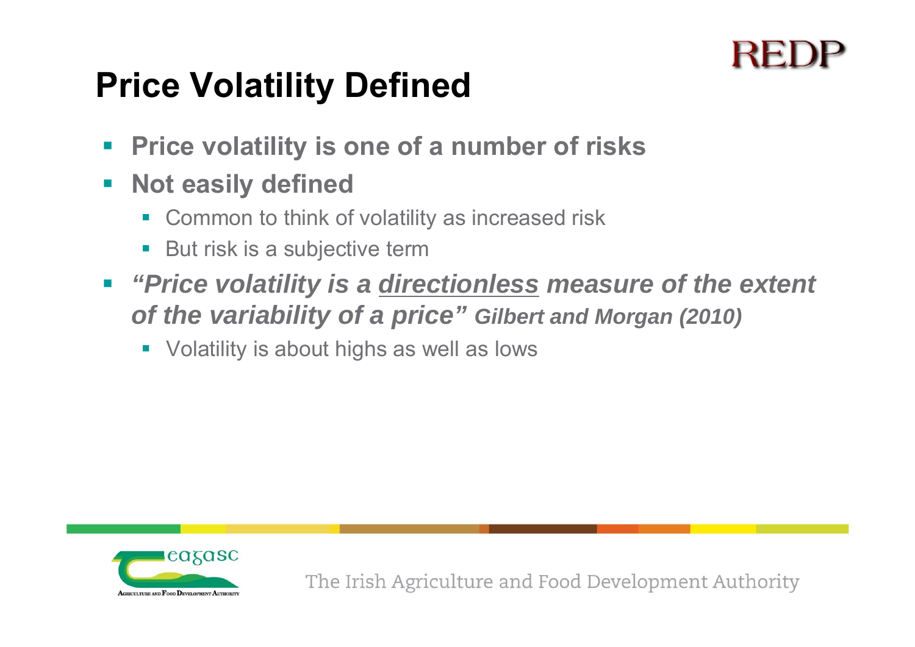# Price Volatility Defined

- **Price volatility is one of a number of risks**
- **Not easily defined**
  - Common to think of volatility as increased risk
  - But risk is a subjective term
- ***"Price volatility is a <u>directionless</u> measure of the extent of the variability of a price"*** ***Gilbert and Morgan (2010)***
  - Volatility is about highs as well as lows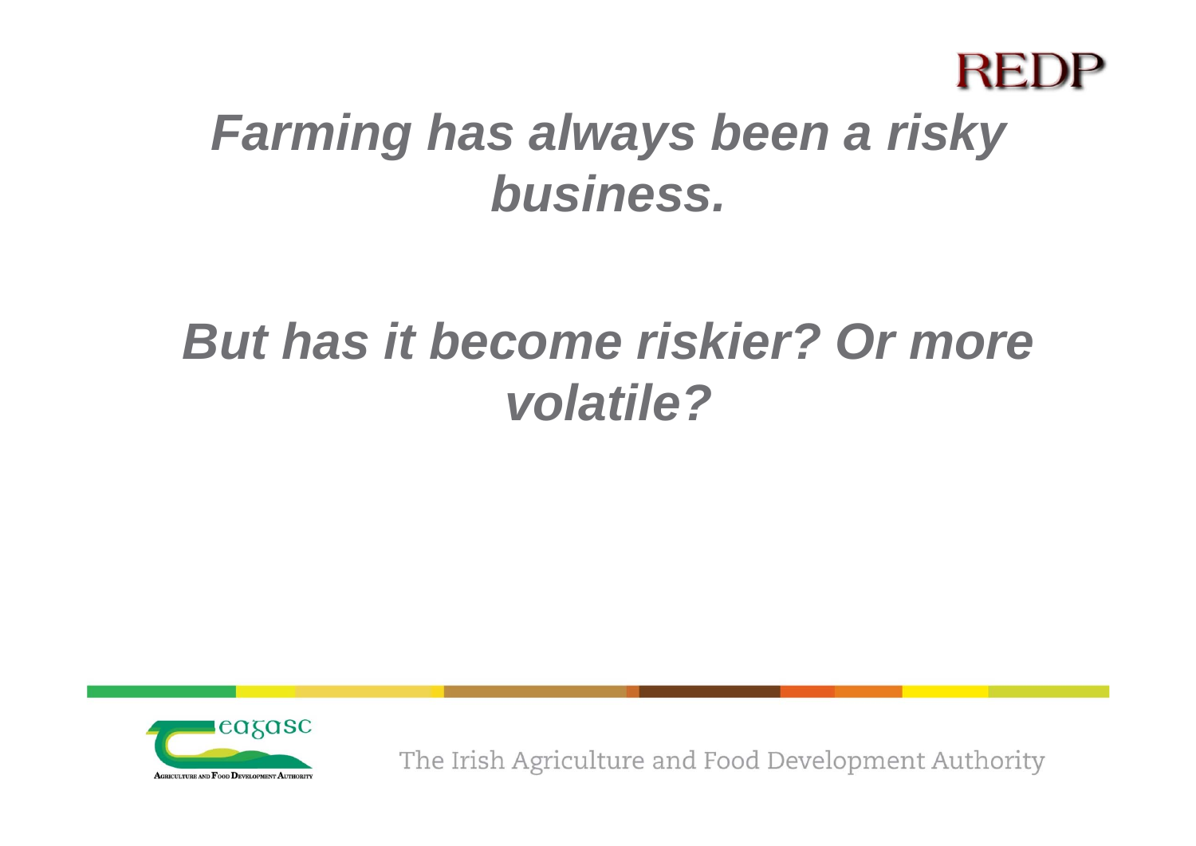***Farming has always been a risky business.***

***But has it become riskier? Or more volatile?***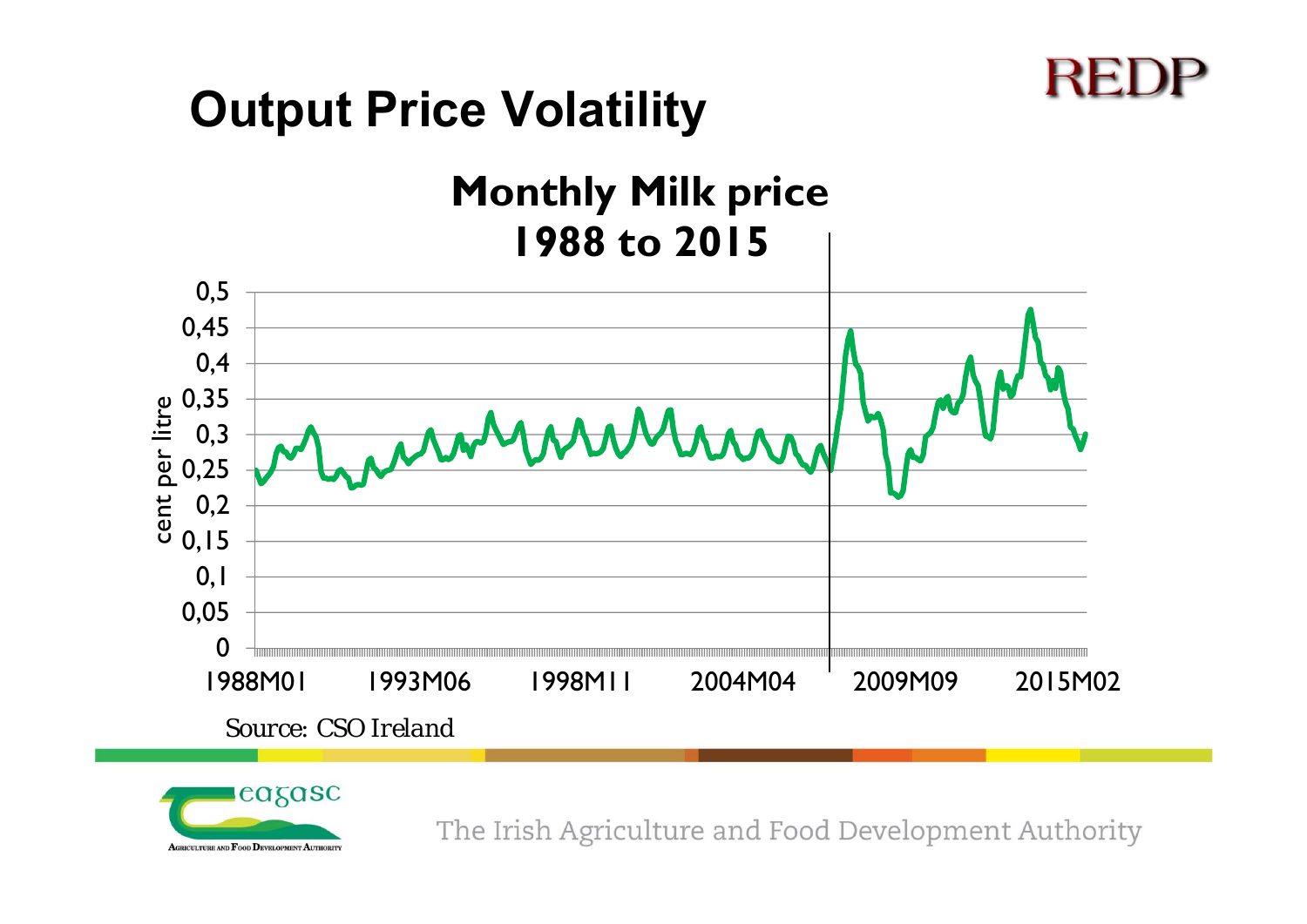# Output Price Volatility

**Monthly Milk price 1988 to 2015**

cent per litre

0,5
0,45
0,4
0,35
0,3
0,25
0,2
0,15
0,1
0,05
0

1988M01 1993M06 1998M11 2004M04 2009M09 2015M02

Source: CSO Ireland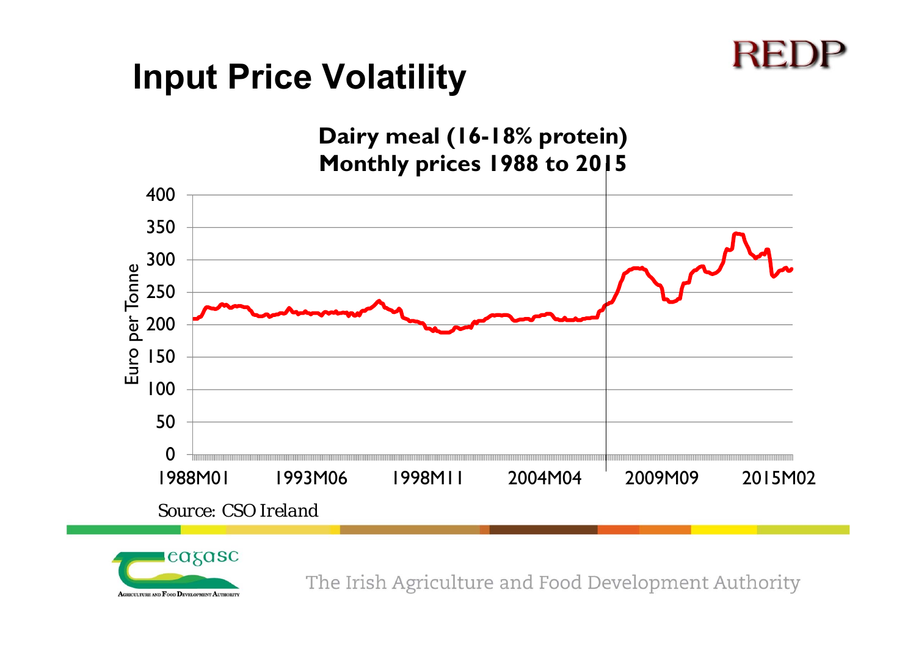# Input Price Volatility

**Dairy meal (16-18% protein)**
**Monthly prices 1988 to 2015**

Euro per Tonne

400
350
300
250
200
150
100
50
0

1988M01 1993M06 1998M11 2004M04 2009M09 2015M02

*Source: CSO Ireland*

The Irish Agriculture and Food Development Authority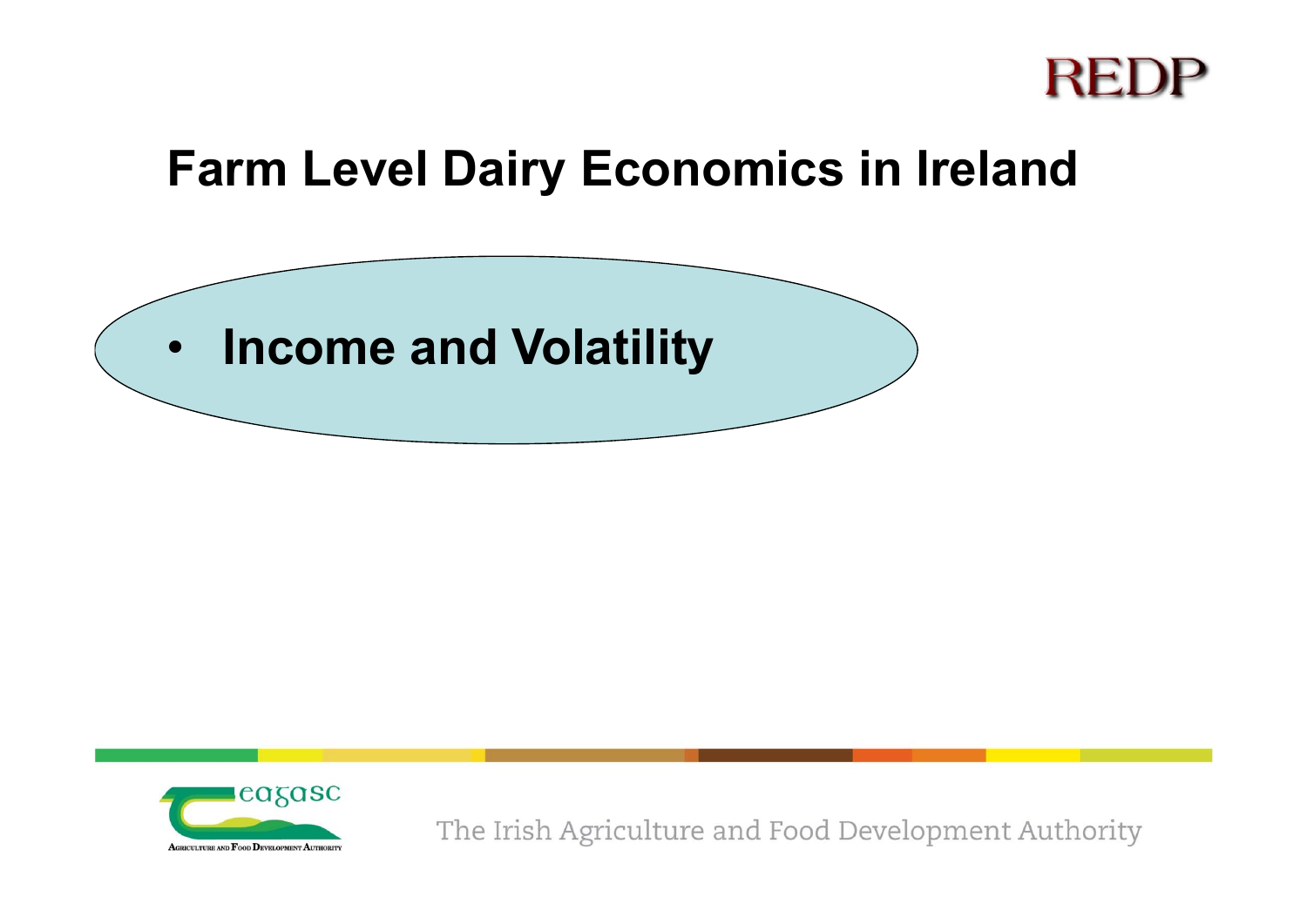# Farm Level Dairy Economics in Ireland

- **Income and Volatility**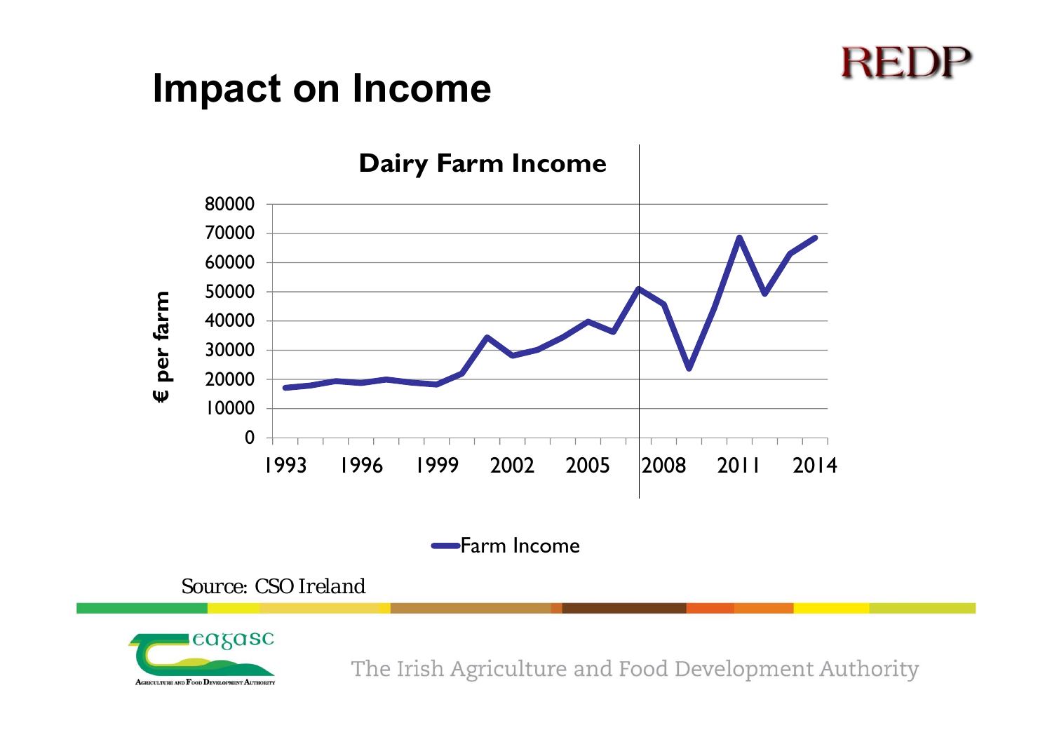# Impact on Income

**Dairy Farm Income**

€ per farm

80000
70000
60000
50000
40000
30000
20000
10000
0

1993 1996 1999 2002 2005 2008 2011 2014

Farm Income

Source: CSO Ireland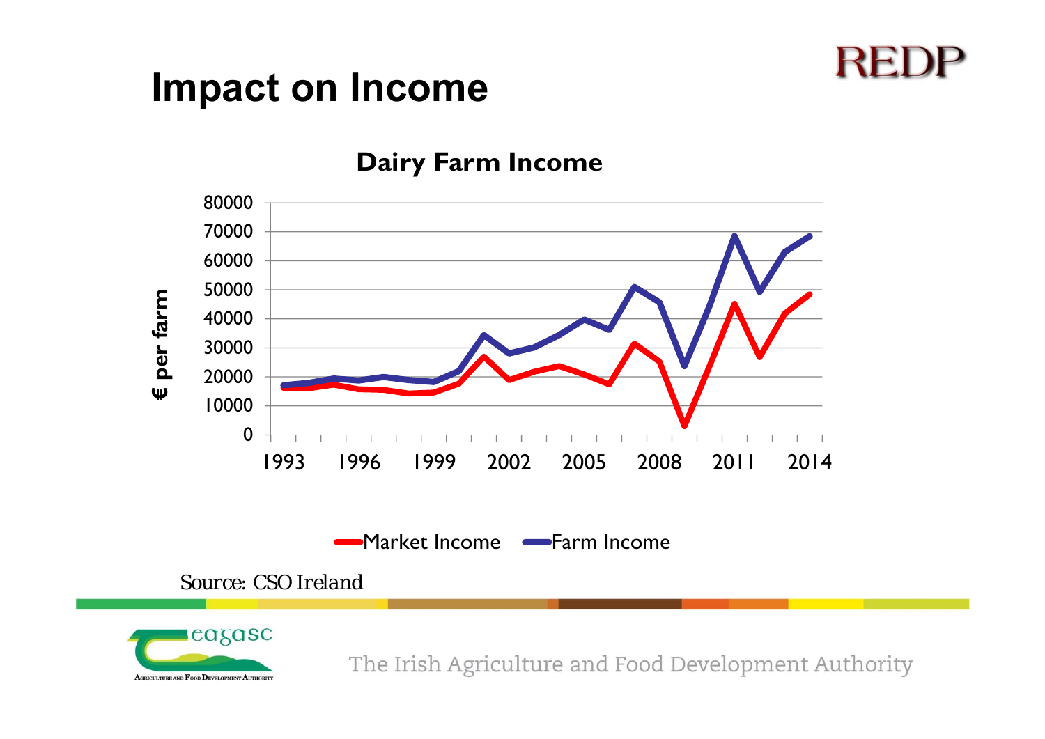# Impact on Income

**Dairy Farm Income**

€ per farm

80000
70000
60000
50000
40000
30000
20000
10000
0

1993 1996 1999 2002 2005 2008 2011 2014

Market Income    Farm Income

Source: CSO Ireland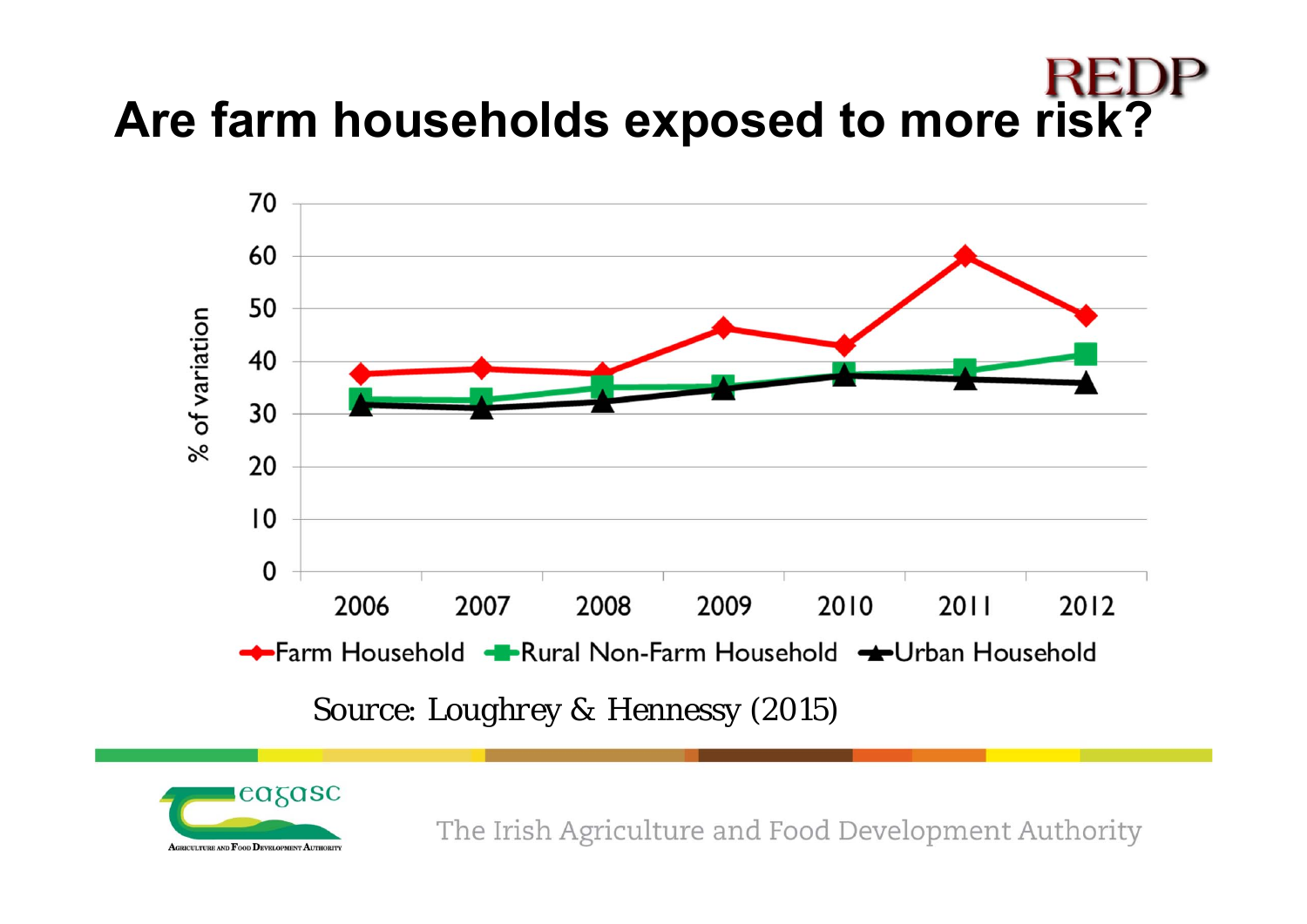# Are farm households exposed to more risk?

Source: Loughrey & Hennessy (2015)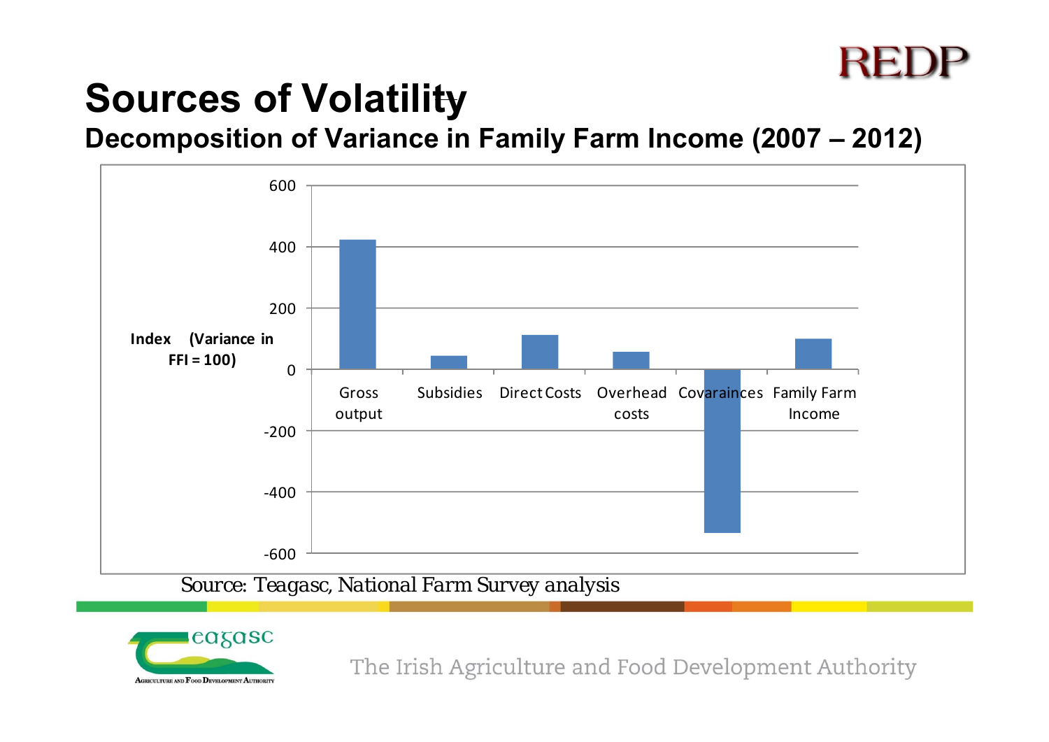# Sources of Volatility

**Decomposition of Variance in Family Farm Income (2007 – 2012)**

Index (Variance in FFI = 100)

600
400
200
0
-200
-400
-600

Gross output | Subsidies | Direct Costs | Overhead costs | Covarainces | Family Farm Income

*Source: Teagasc, National Farm Survey analysis*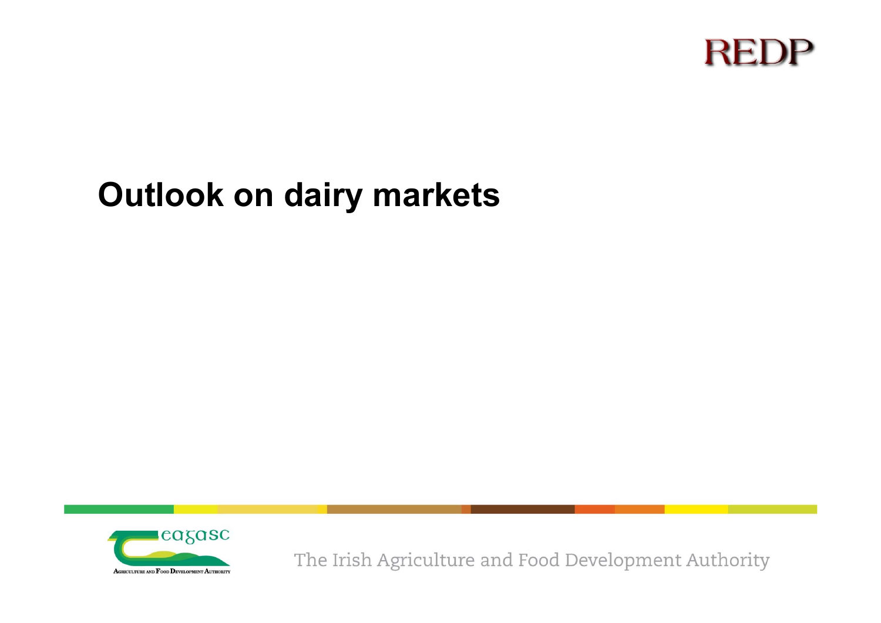# Outlook on dairy markets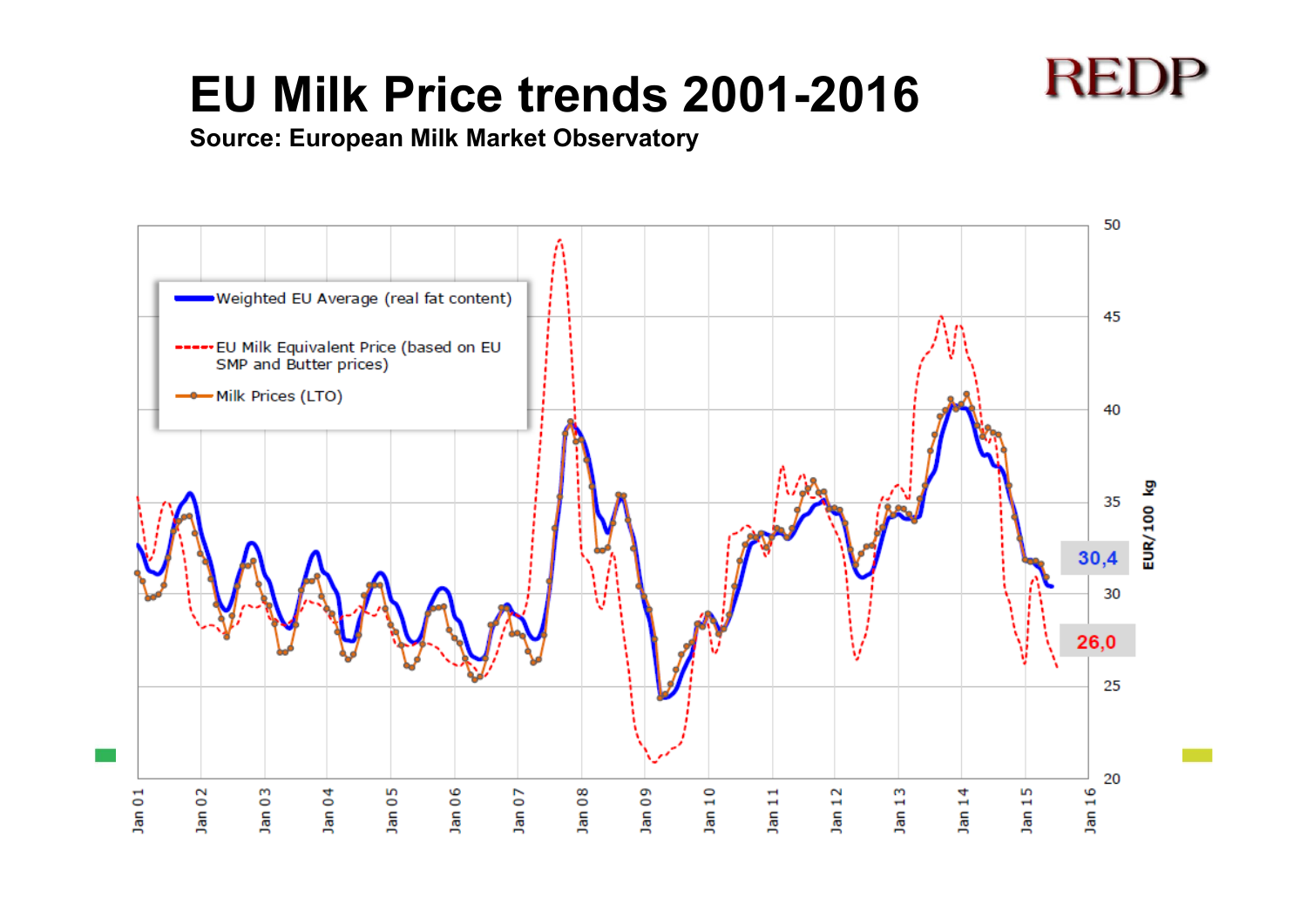# EU Milk Price trends 2001-2016

**Source: European Milk Market Observatory**

REDP

- Weighted EU Average (real fat content)
- EU Milk Equivalent Price (based on EU SMP and Butter prices)
- Milk Prices (LTO)

EUR/100 kg

30,4

26,0

Jan 01, Jan 02, Jan 03, Jan 04, Jan 05, Jan 06, Jan 07, Jan 08, Jan 09, Jan 10, Jan 11, Jan 12, Jan 13, Jan 14, Jan 15, Jan 16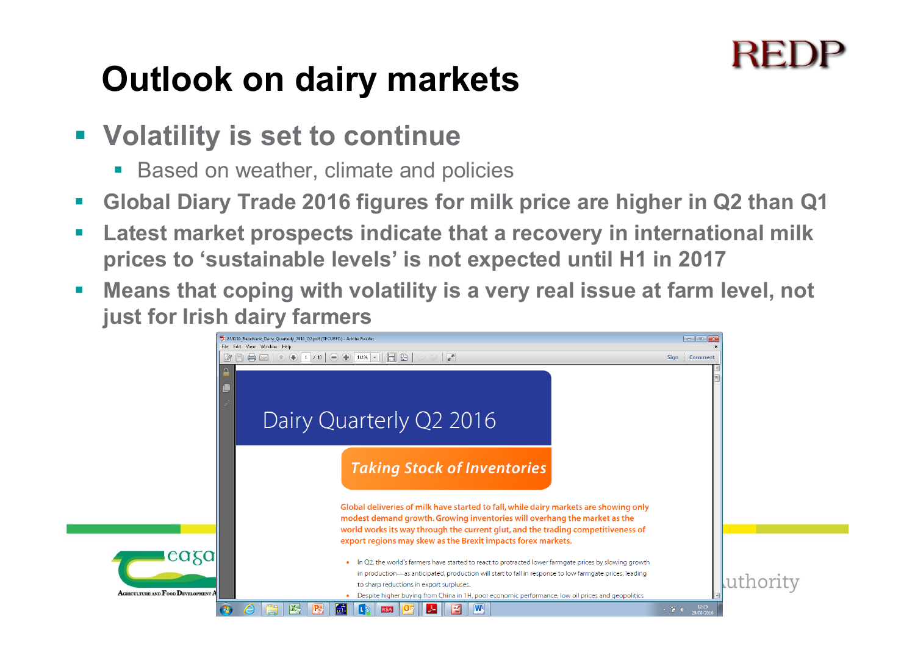# Outlook on dairy markets

- **Volatility is set to continue**
  - Based on weather, climate and policies
- **Global Diary Trade 2016 figures for milk price are higher in Q2 than Q1**
- **Latest market prospects indicate that a recovery in international milk prices to 'sustainable levels' is not expected until H1 in 2017**
- **Means that coping with volatility is a very real issue at farm level, not just for Irish dairy farmers**

Dairy Quarterly Q2 2016

*Taking Stock of Inventories*

Global deliveries of milk have started to fall, while dairy markets are showing only modest demand growth. Growing inventories will overhang the market as the world works its way through the current glut, and the trading competitiveness of export regions may skew as the Brexit impacts forex markets.

- In Q2, the world's farmers have started to react to protracted lower farmgate prices by slowing growth in production—as anticipated, production will start to fall in response to low farmgate prices, leading to sharp reductions in export surpluses.
- Despite higher buying from China in 1H, poor economic performance, low oil prices and geopolitics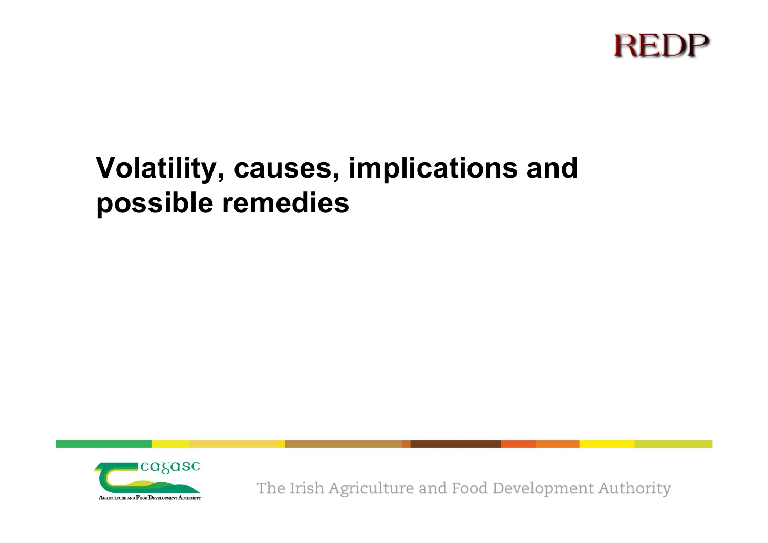# Volatility, causes, implications and possible remedies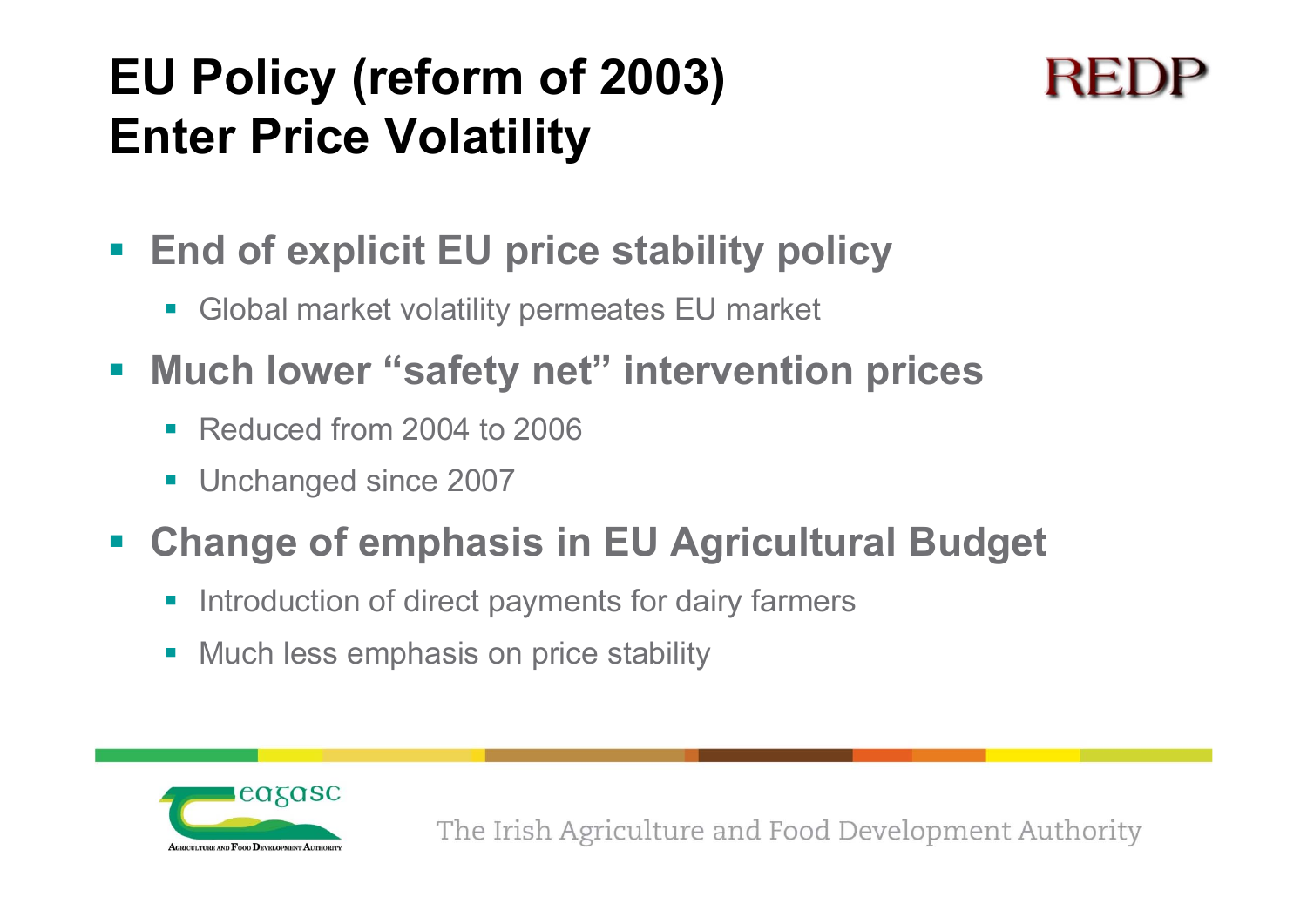# EU Policy (reform of 2003)
# Enter Price Volatility

- **End of explicit EU price stability policy**
  - Global market volatility permeates EU market
- **Much lower "safety net" intervention prices**
  - Reduced from 2004 to 2006
  - Unchanged since 2007
- **Change of emphasis in EU Agricultural Budget**
  - Introduction of direct payments for dairy farmers
  - Much less emphasis on price stability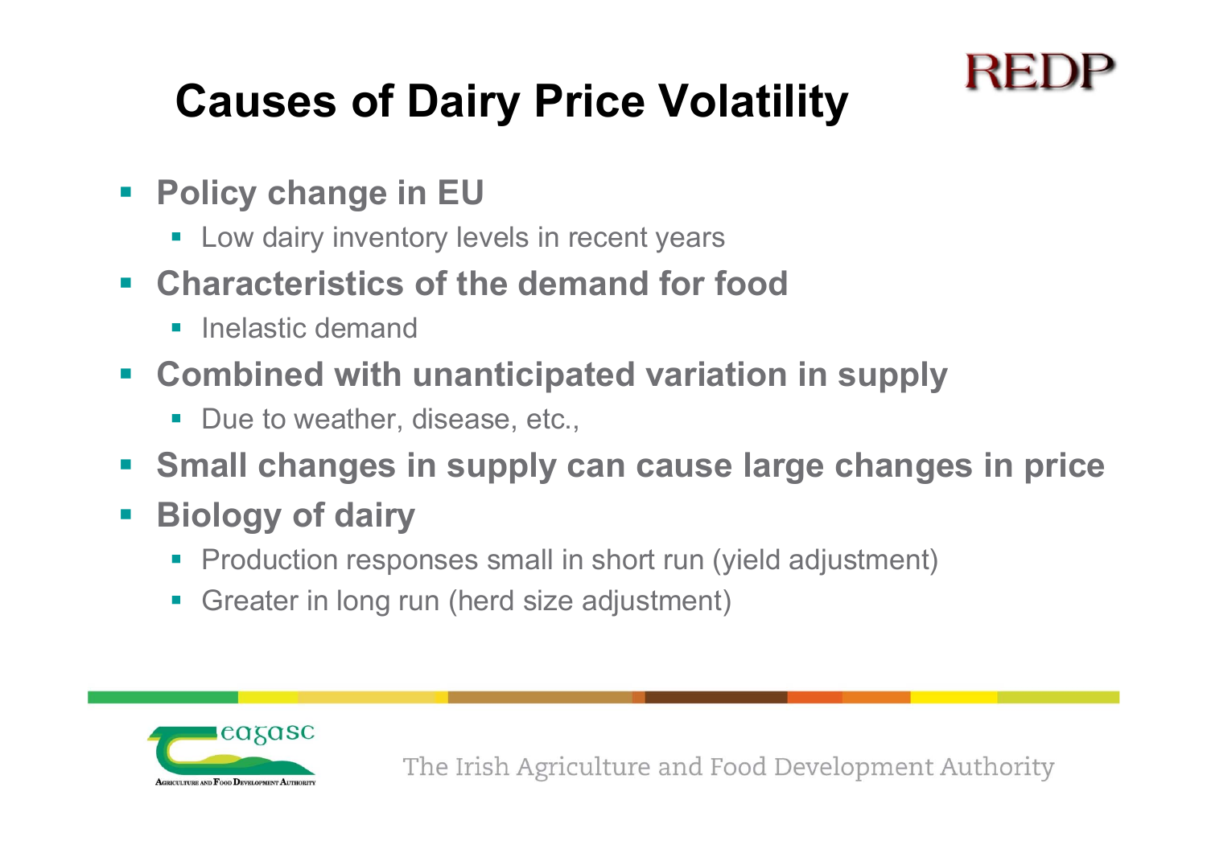# Causes of Dairy Price Volatility

- **Policy change in EU**
  - Low dairy inventory levels in recent years
- **Characteristics of the demand for food**
  - Inelastic demand
- **Combined with unanticipated variation in supply**
  - Due to weather, disease, etc.,
- **Small changes in supply can cause large changes in price**
- **Biology of dairy**
  - Production responses small in short run (yield adjustment)
  - Greater in long run (herd size adjustment)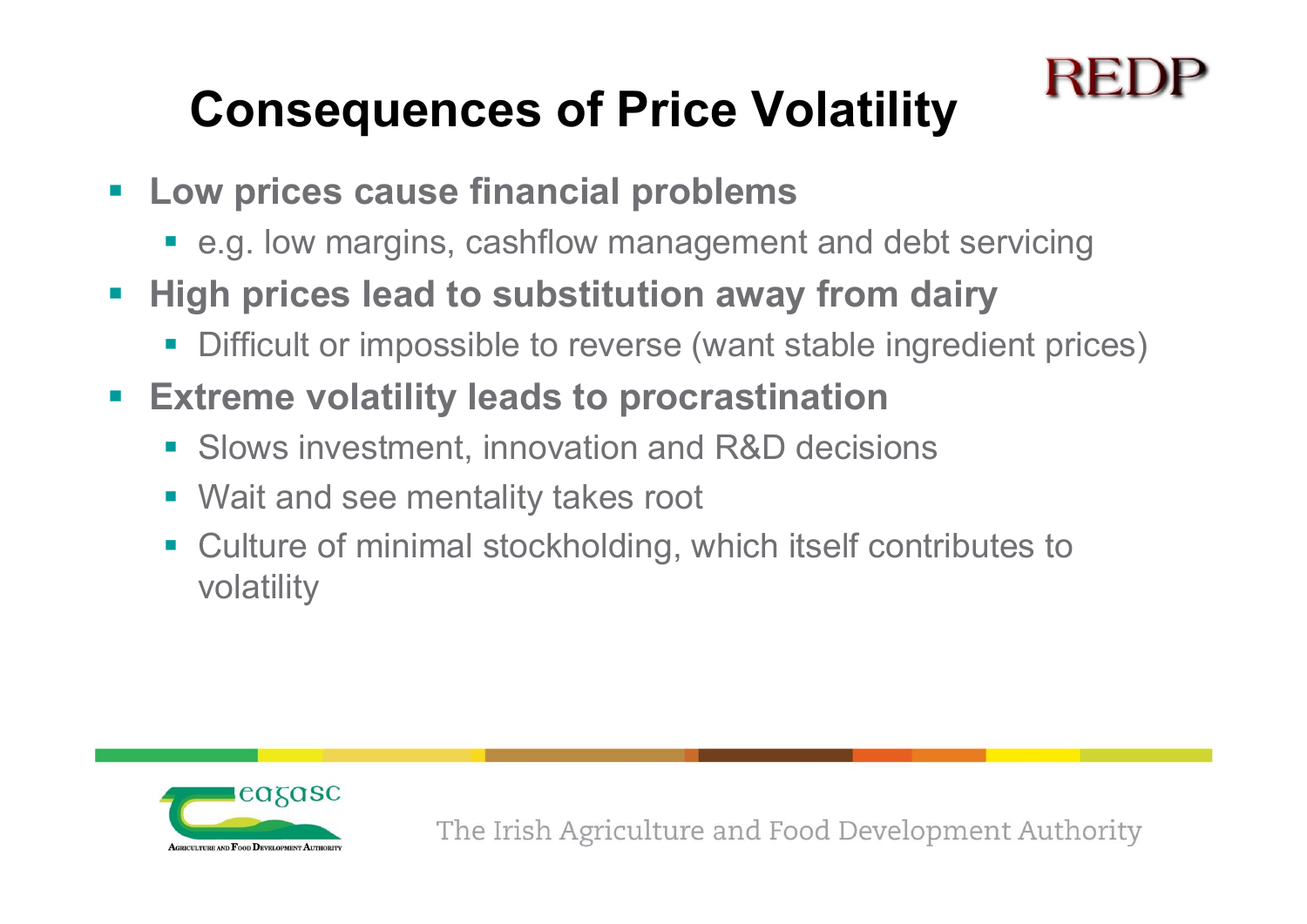# Consequences of Price Volatility

- **Low prices cause financial problems**
  - e.g. low margins, cashflow management and debt servicing
- **High prices lead to substitution away from dairy**
  - Difficult or impossible to reverse (want stable ingredient prices)
- **Extreme volatility leads to procrastination**
  - Slows investment, innovation and R&D decisions
  - Wait and see mentality takes root
  - Culture of minimal stockholding, which itself contributes to volatility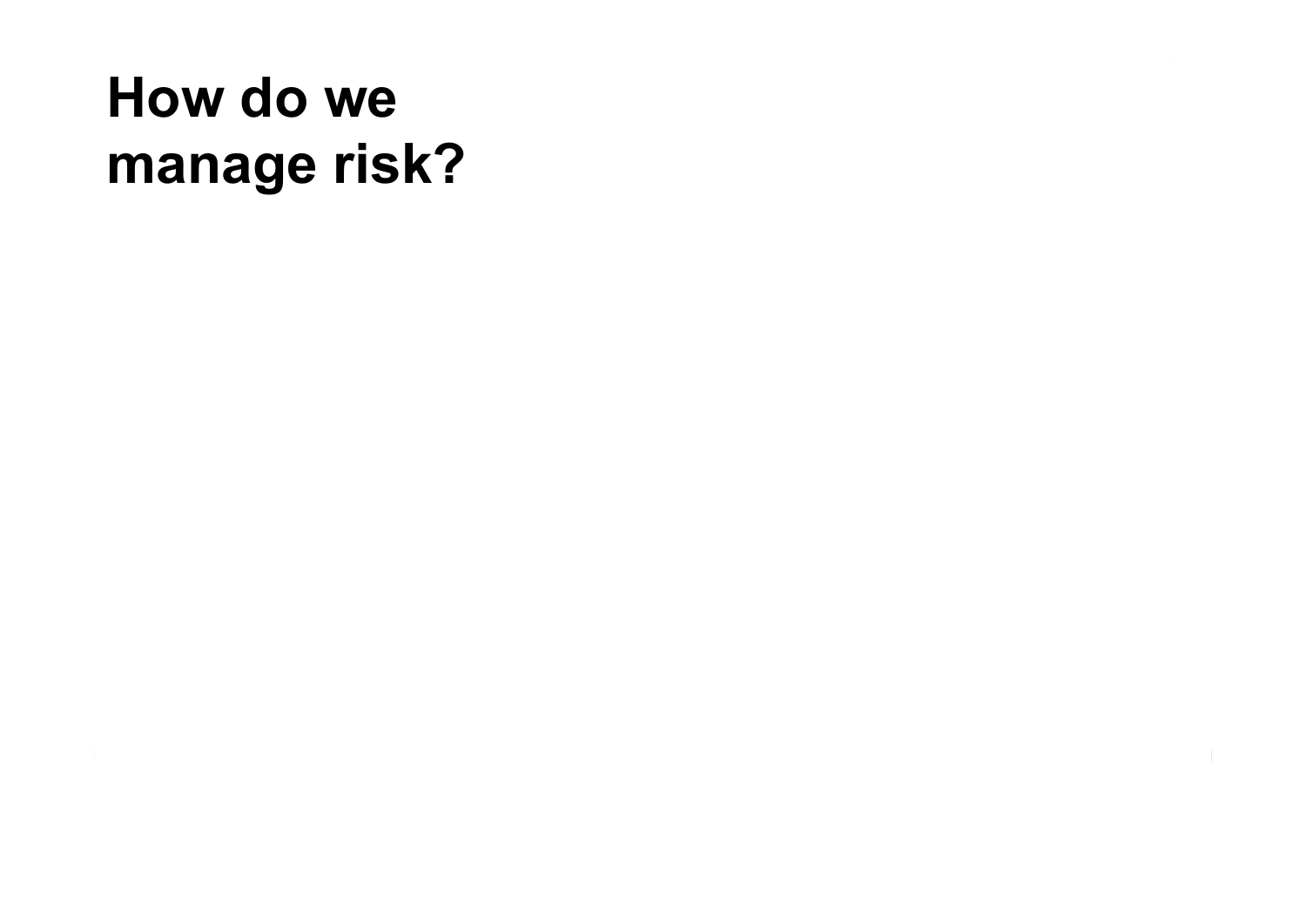# How do we manage risk?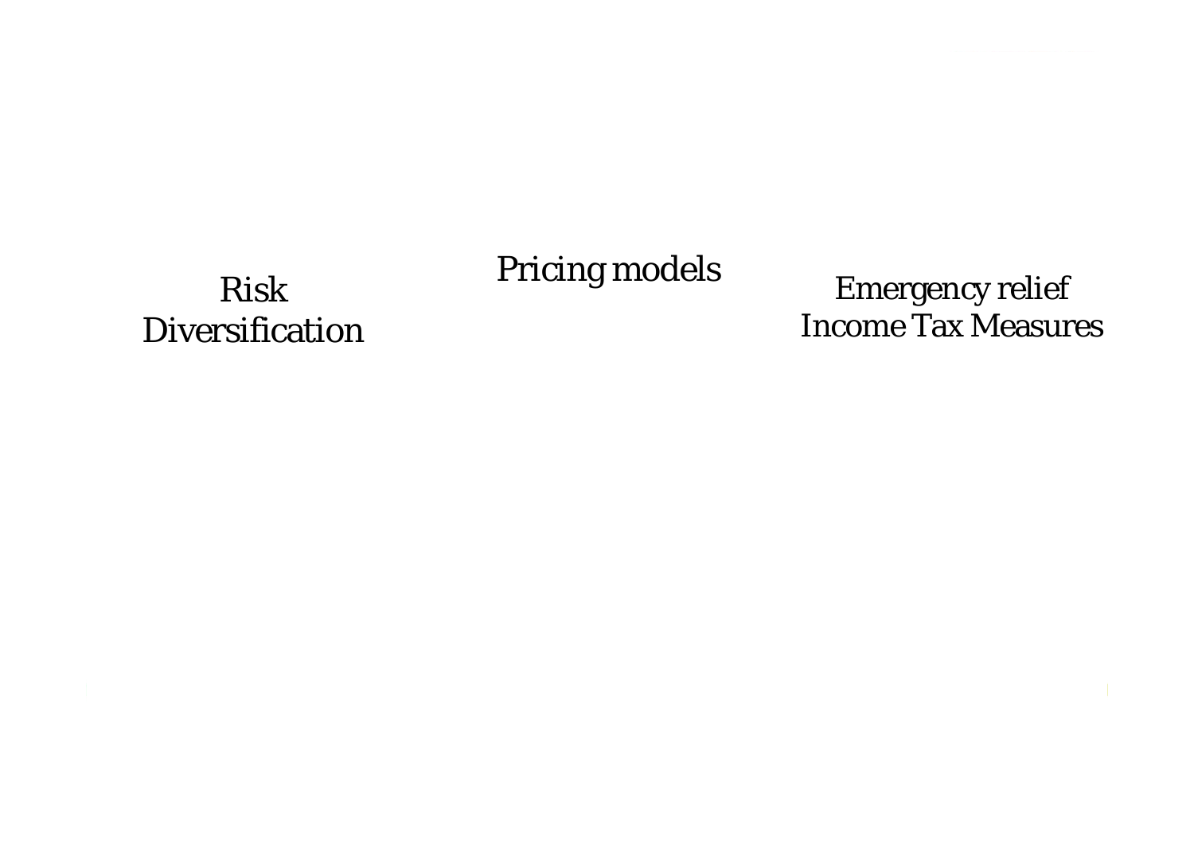Risk
Diversification

Pricing models

Emergency relief
Income Tax Measures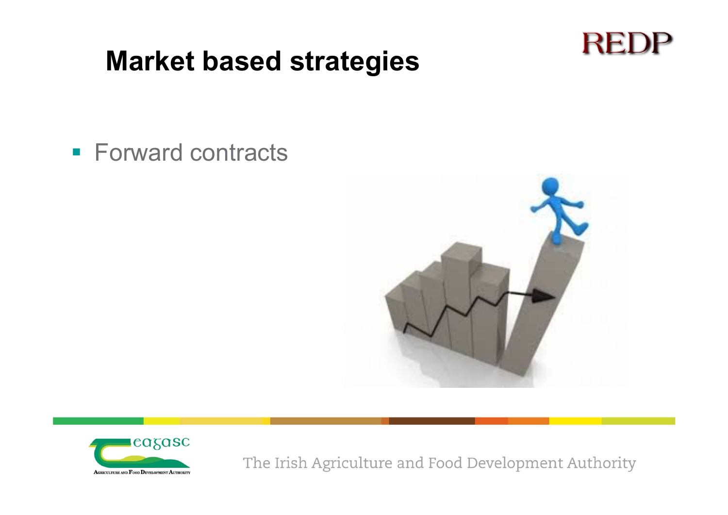# Market based strategies

- Forward contracts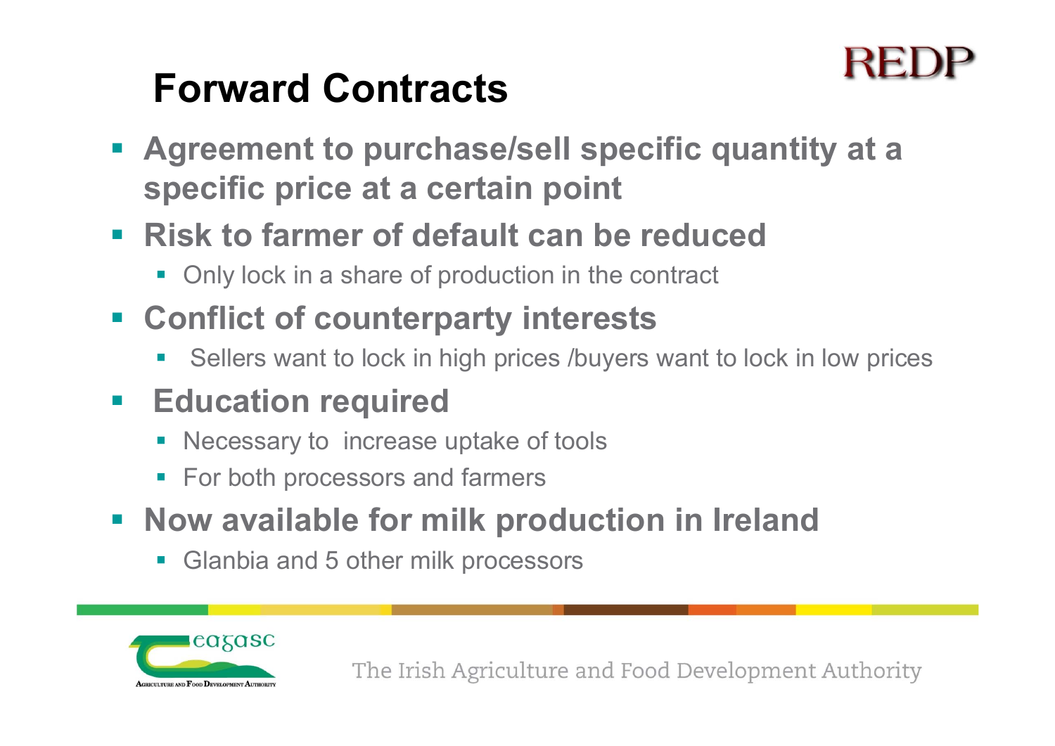# Forward Contracts

- **Agreement to purchase/sell specific quantity at a specific price at a certain point**
- **Risk to farmer of default can be reduced**
  - Only lock in a share of production in the contract
- **Conflict of counterparty interests**
  - Sellers want to lock in high prices /buyers want to lock in low prices
- **Education required**
  - Necessary to increase uptake of tools
  - For both processors and farmers
- **Now available for milk production in Ireland**
  - Glanbia and 5 other milk processors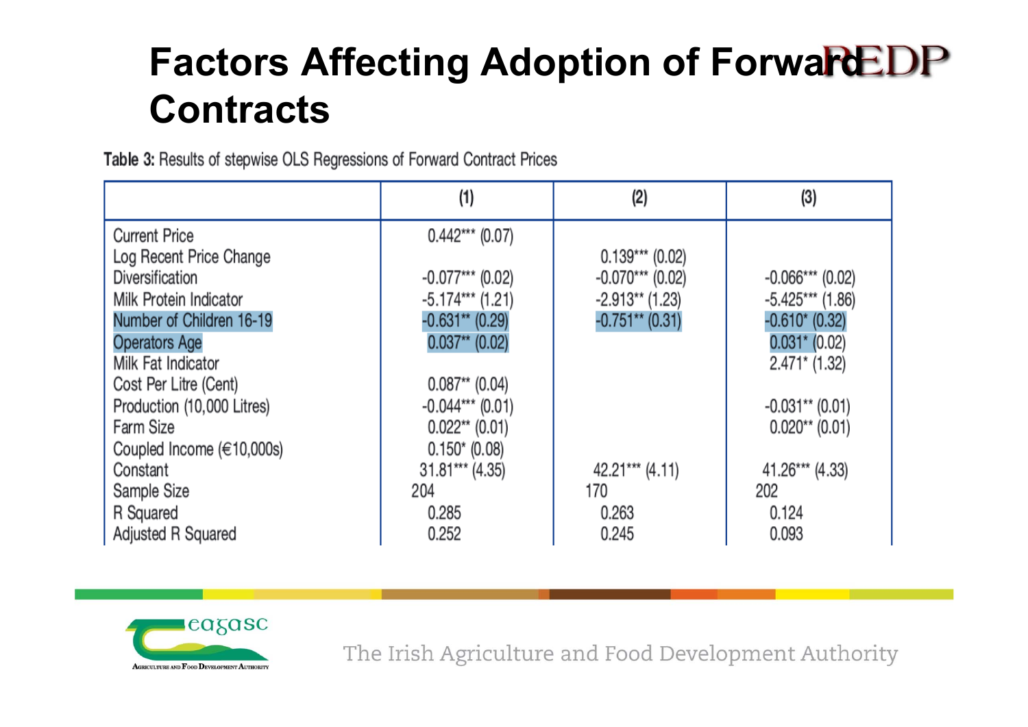# Factors Affecting Adoption of Forward Contracts

**Table 3:** Results of stepwise OLS Regressions of Forward Contract Prices

| | (1) | (2) | (3) |
|---|---|---|---|
| Current Price | 0.442*** (0.07) | | |
| Log Recent Price Change | | 0.139*** (0.02) | |
| Diversification | -0.077*** (0.02) | -0.070*** (0.02) | -0.066*** (0.02) |
| Milk Protein Indicator | -5.174*** (1.21) | -2.913** (1.23) | -5.425*** (1.86) |
| Number of Children 16-19 | -0.631** (0.29) | -0.751** (0.31) | -0.610* (0.32) |
| Operators Age | 0.037** (0.02) | | 0.031* (0.02) |
| Milk Fat Indicator | | | 2.471* (1.32) |
| Cost Per Litre (Cent) | 0.087** (0.04) | | |
| Production (10,000 Litres) | -0.044*** (0.01) | | -0.031** (0.01) |
| Farm Size | 0.022** (0.01) | | 0.020** (0.01) |
| Coupled Income (€10,000s) | 0.150* (0.08) | | |
| Constant | 31.81*** (4.35) | 42.21*** (4.11) | 41.26*** (4.33) |
| Sample Size | 204 | 170 | 202 |
| R Squared | 0.285 | 0.263 | 0.124 |
| Adjusted R Squared | 0.252 | 0.245 | 0.093 |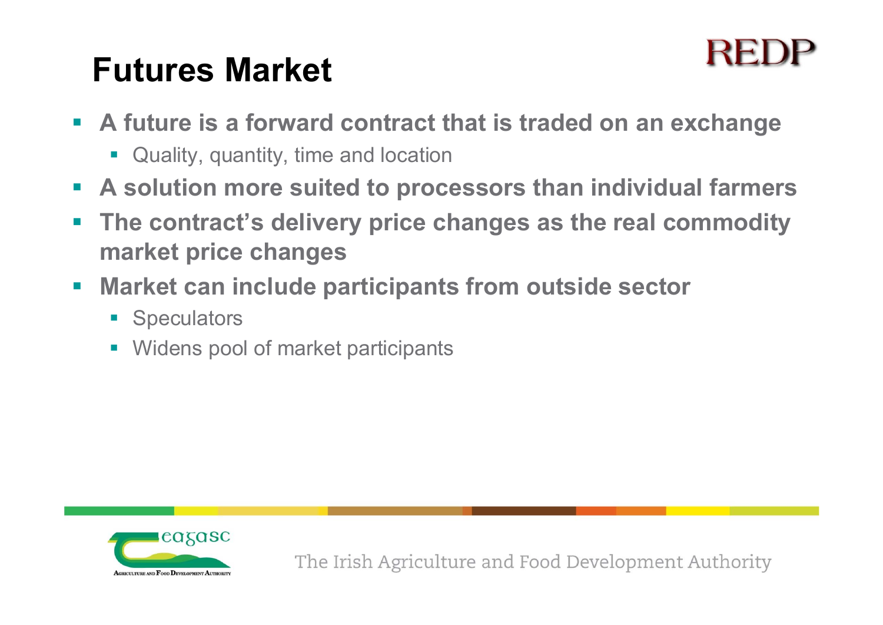# Futures Market

- **A future is a forward contract that is traded on an exchange**
  - Quality, quantity, time and location
- **A solution more suited to processors than individual farmers**
- **The contract's delivery price changes as the real commodity market price changes**
- **Market can include participants from outside sector**
  - Speculators
  - Widens pool of market participants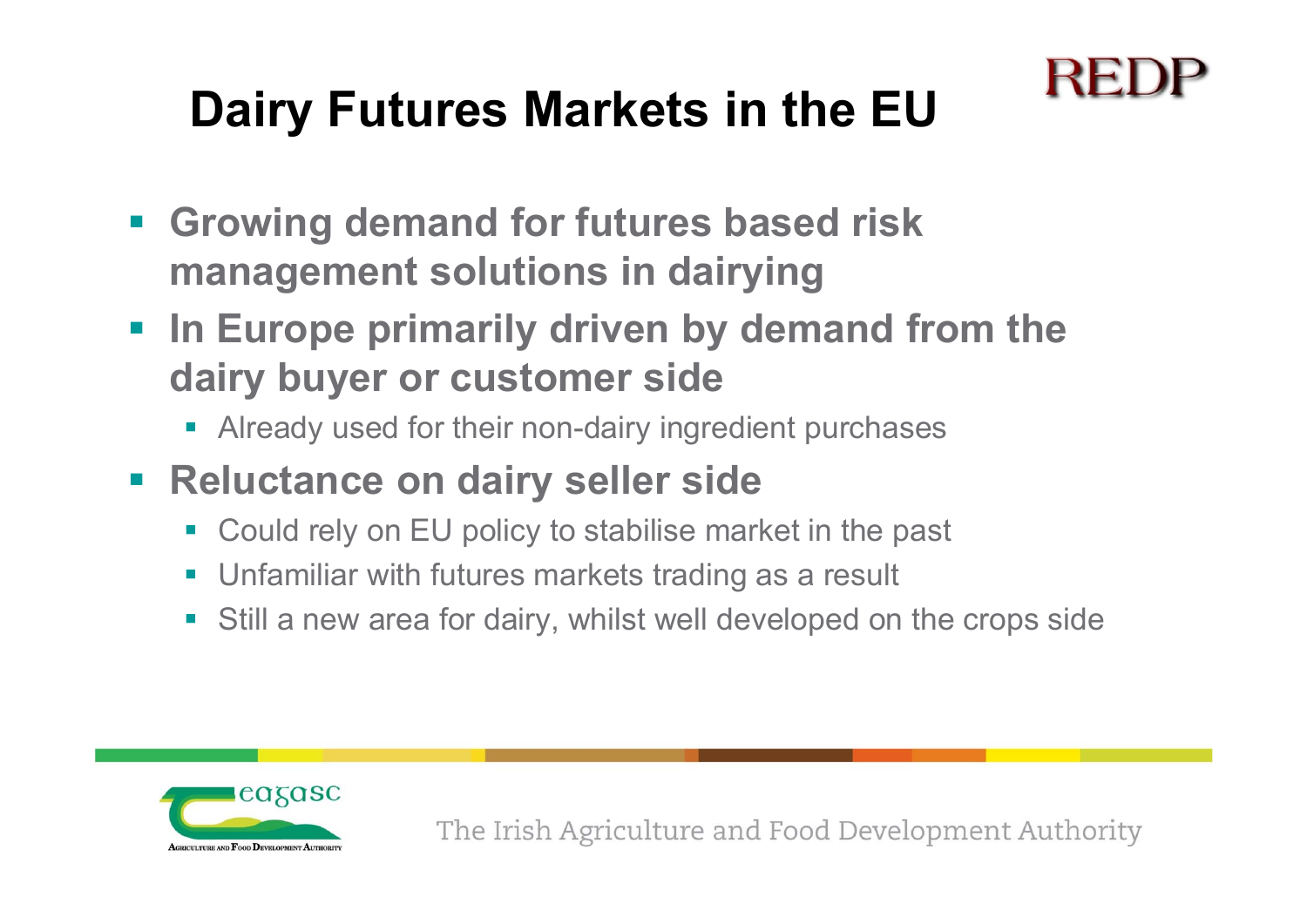# Dairy Futures Markets in the EU

- **Growing demand for futures based risk management solutions in dairying**
- **In Europe primarily driven by demand from the dairy buyer or customer side**
  - Already used for their non-dairy ingredient purchases
- **Reluctance on dairy seller side**
  - Could rely on EU policy to stabilise market in the past
  - Unfamiliar with futures markets trading as a result
  - Still a new area for dairy, whilst well developed on the crops side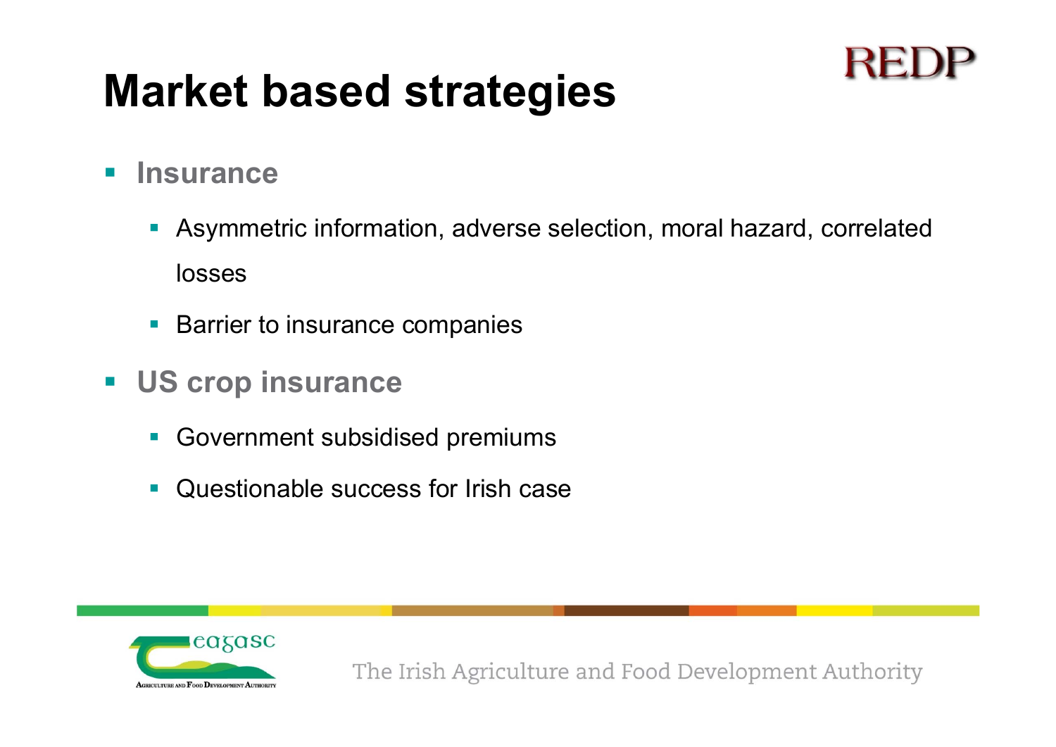# Market based strategies

- **Insurance**
  - Asymmetric information, adverse selection, moral hazard, correlated losses
  - Barrier to insurance companies
- **US crop insurance**
  - Government subsidised premiums
  - Questionable success for Irish case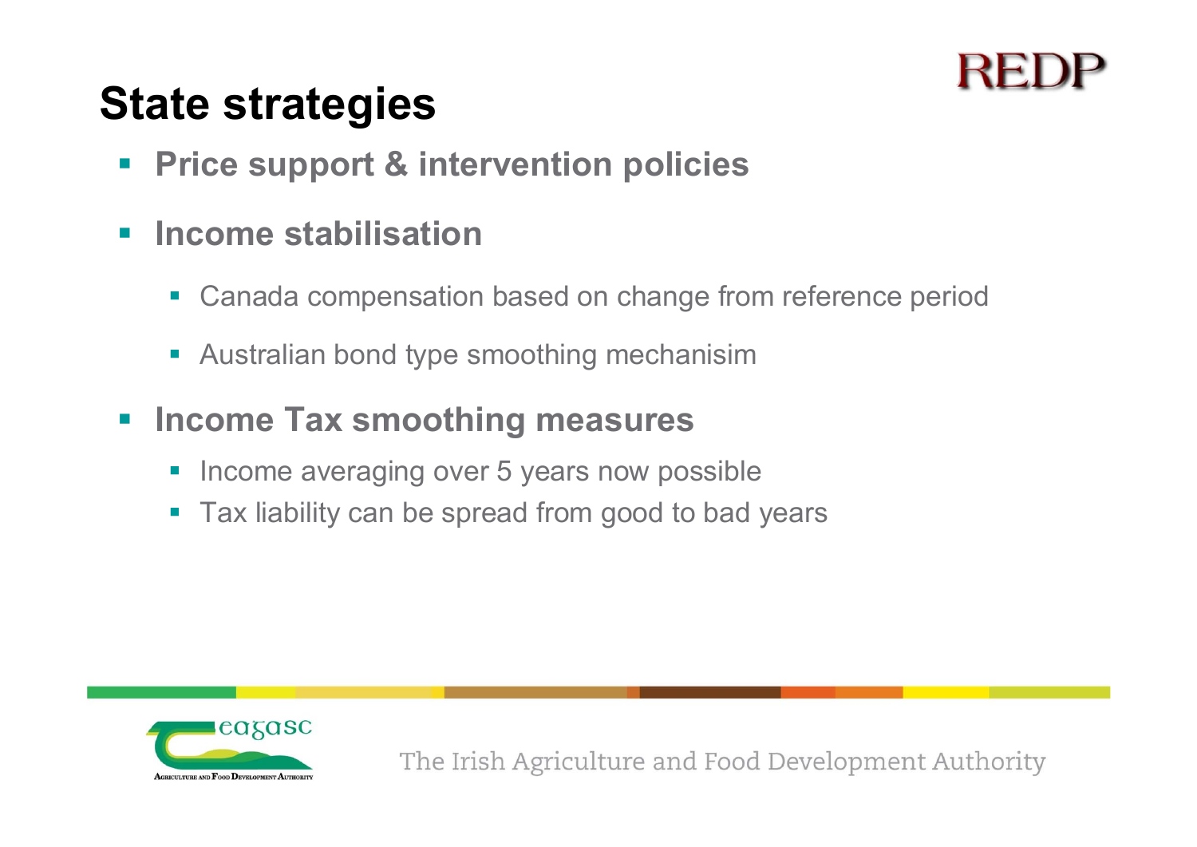# State strategies

- **Price support & intervention policies**
- **Income stabilisation**
  - Canada compensation based on change from reference period
  - Australian bond type smoothing mechanisim
- **Income Tax smoothing measures**
  - Income averaging over 5 years now possible
  - Tax liability can be spread from good to bad years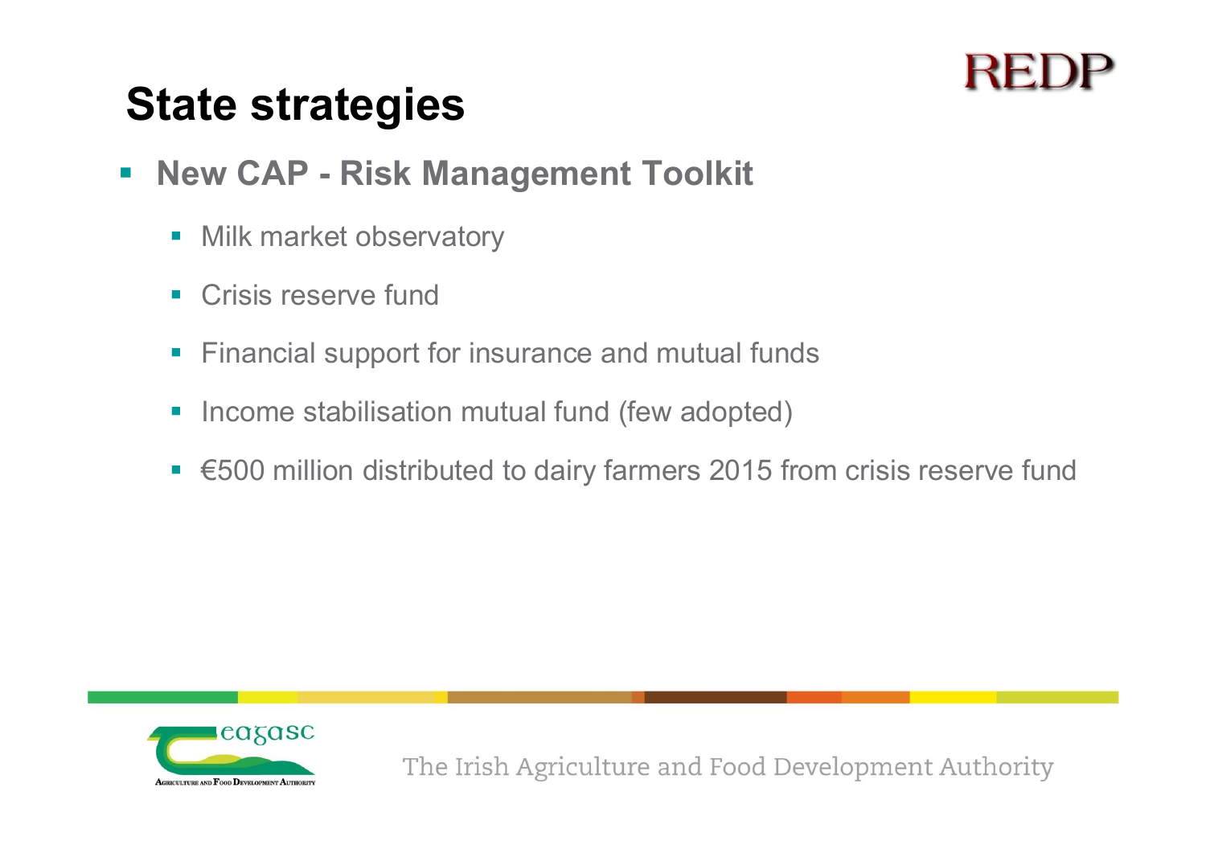# State strategies

- **New CAP - Risk Management Toolkit**
  - Milk market observatory
  - Crisis reserve fund
  - Financial support for insurance and mutual funds
  - Income stabilisation mutual fund (few adopted)
  - €500 million distributed to dairy farmers 2015 from crisis reserve fund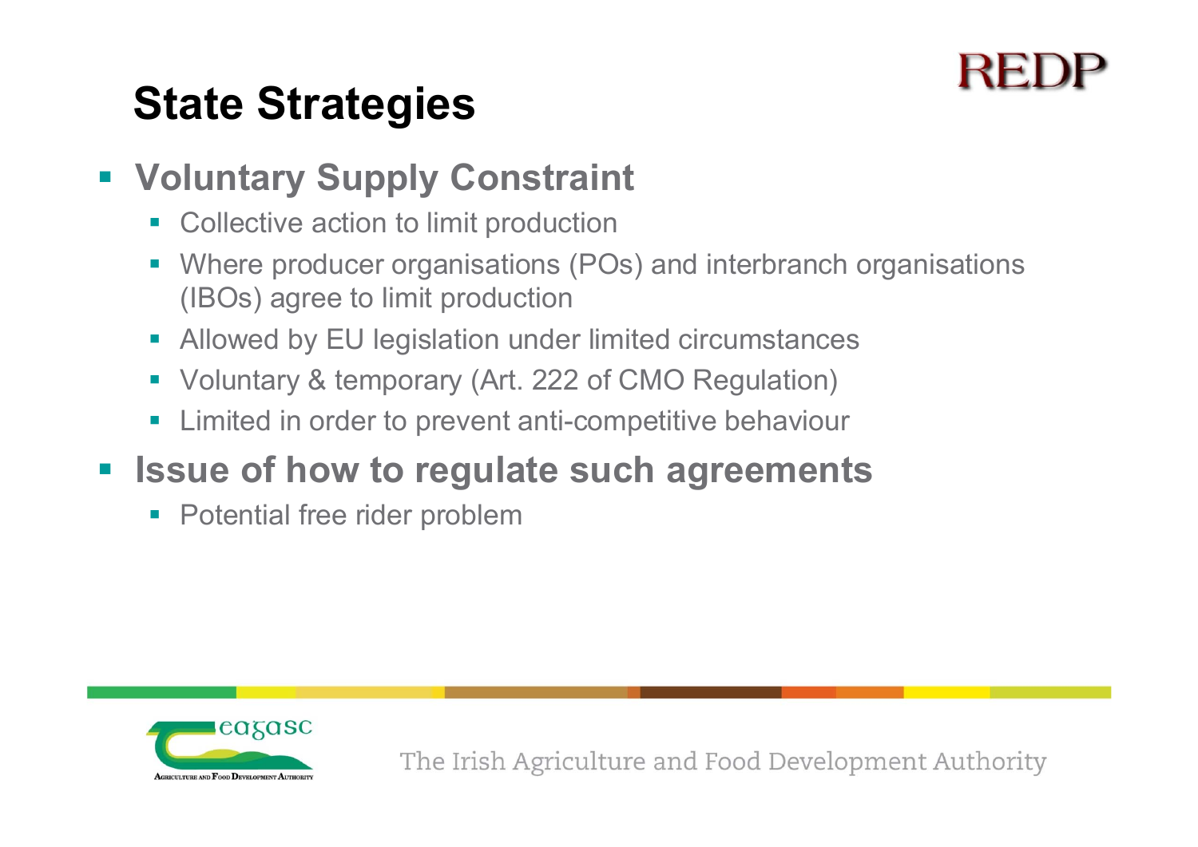# State Strategies

- **Voluntary Supply Constraint**
  - Collective action to limit production
  - Where producer organisations (POs) and interbranch organisations (IBOs) agree to limit production
  - Allowed by EU legislation under limited circumstances
  - Voluntary & temporary (Art. 222 of CMO Regulation)
  - Limited in order to prevent anti-competitive behaviour
- **Issue of how to regulate such agreements**
  - Potential free rider problem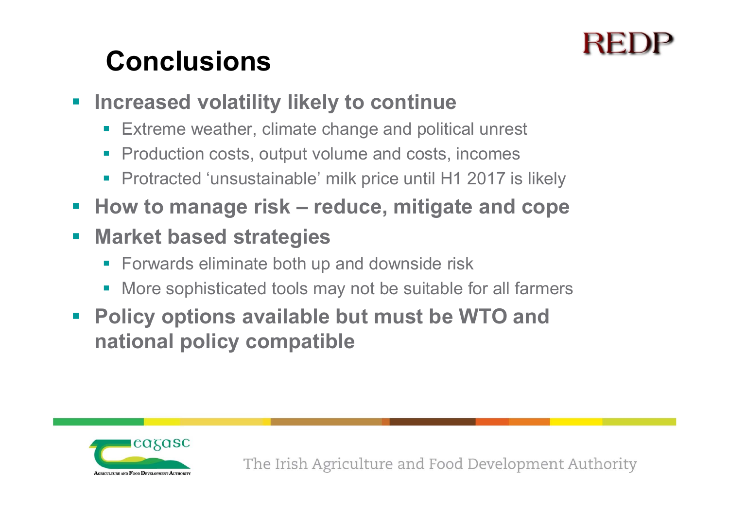# Conclusions

- **Increased volatility likely to continue**
  - Extreme weather, climate change and political unrest
  - Production costs, output volume and costs, incomes
  - Protracted 'unsustainable' milk price until H1 2017 is likely
- **How to manage risk – reduce, mitigate and cope**
- **Market based strategies**
  - Forwards eliminate both up and downside risk
  - More sophisticated tools may not be suitable for all farmers
- **Policy options available but must be WTO and national policy compatible**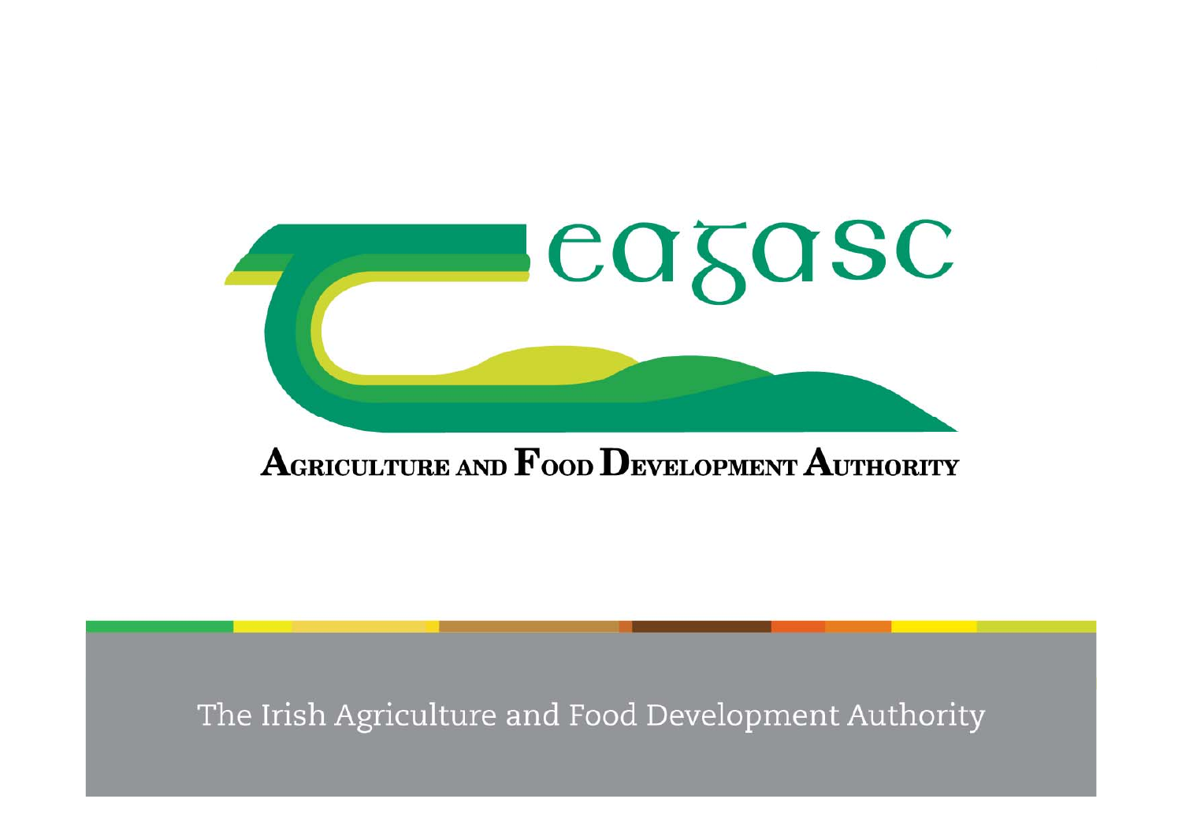Teagasc

Agriculture and Food Development Authority

The Irish Agriculture and Food Development Authority